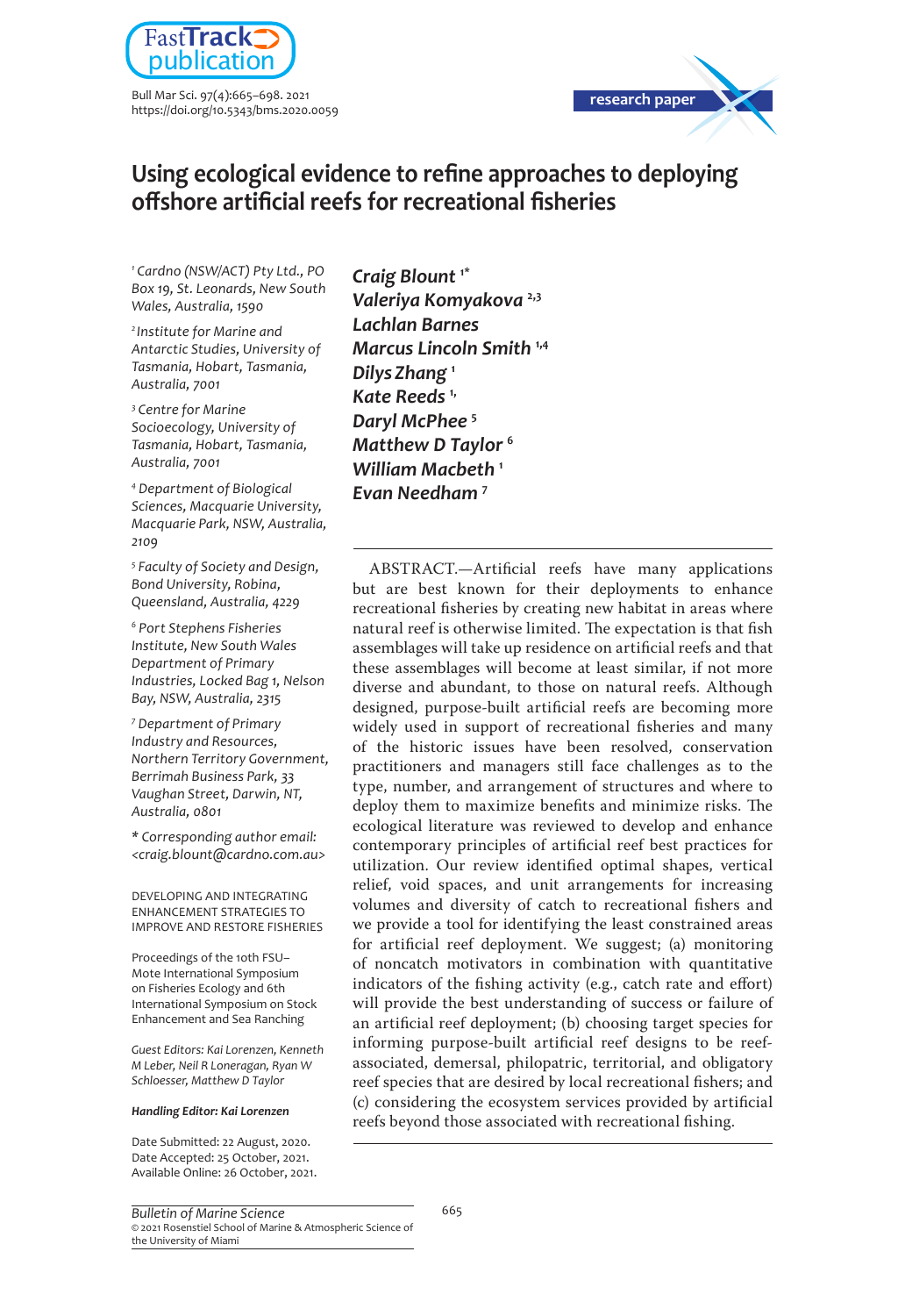research paper

# Using ecological evidence to refine approaches to deploying offshore artificial reefs for recreational fisheries

***Craig Blount*** [1*]
***Valeriya Komyakova*** [2,3]
***Lachlan Barnes***
***Marcus Lincoln Smith*** [1,4]
***Dilys Zhang*** [1]
***Kate Reeds*** [1,]
***Daryl McPhee*** [5]
***Matthew D Taylor*** [6]
***William Macbeth*** [1]
***Evan Needham*** [7]

[1] *Cardno (NSW/ACT) Pty Ltd., PO Box 19, St. Leonards, New South Wales, Australia, 1590*

[2] *Institute for Marine and Antarctic Studies, University of Tasmania, Hobart, Tasmania, Australia, 7001*

[3] *Centre for Marine Socioecology, University of Tasmania, Hobart, Tasmania, Australia, 7001*

[4] *Department of Biological Sciences, Macquarie University, Macquarie Park, NSW, Australia, 2109*

[5] *Faculty of Society and Design, Bond University, Robina, Queensland, Australia, 4229*

[6] *Port Stephens Fisheries Institute, New South Wales Department of Primary Industries, Locked Bag 1, Nelson Bay, NSW, Australia, 2315*

[7] *Department of Primary Industry and Resources, Northern Territory Government, Berrimah Business Park, 33 Vaughan Street, Darwin, NT, Australia, 0801*

*\* Corresponding author email: <craig.blount@cardno.com.au>*

DEVELOPING AND INTEGRATING ENHANCEMENT STRATEGIES TO IMPROVE AND RESTORE FISHERIES

Proceedings of the 10th FSU–Mote International Symposium on Fisheries Ecology and 6th International Symposium on Stock Enhancement and Sea Ranching

*Guest Editors: Kai Lorenzen, Kenneth M Leber, Neil R Loneragan, Ryan W Schloesser, Matthew D Taylor*

***Handling Editor: Kai Lorenzen***

Date Submitted: 22 August, 2020.
Date Accepted: 25 October, 2021.
Available Online: 26 October, 2021.

ABSTRACT.—Artificial reefs have many applications but are best known for their deployments to enhance recreational fisheries by creating new habitat in areas where natural reef is otherwise limited. The expectation is that fish assemblages will take up residence on artificial reefs and that these assemblages will become at least similar, if not more diverse and abundant, to those on natural reefs. Although designed, purpose-built artificial reefs are becoming more widely used in support of recreational fisheries and many of the historic issues have been resolved, conservation practitioners and managers still face challenges as to the type, number, and arrangement of structures and where to deploy them to maximize benefits and minimize risks. The ecological literature was reviewed to develop and enhance contemporary principles of artificial reef best practices for utilization. Our review identified optimal shapes, vertical relief, void spaces, and unit arrangements for increasing volumes and diversity of catch to recreational fishers and we provide a tool for identifying the least constrained areas for artificial reef deployment. We suggest; (a) monitoring of noncatch motivators in combination with quantitative indicators of the fishing activity (e.g., catch rate and effort) will provide the best understanding of success or failure of an artificial reef deployment; (b) choosing target species for informing purpose-built artificial reef designs to be reef-associated, demersal, philopatric, territorial, and obligatory reef species that are desired by local recreational fishers; and (c) considering the ecosystem services provided by artificial reefs beyond those associated with recreational fishing.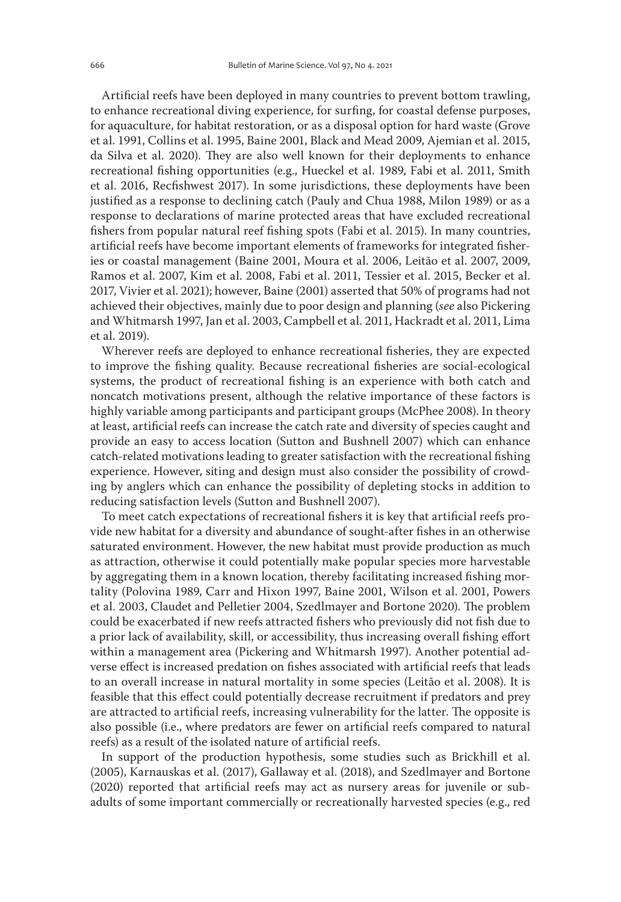Artificial reefs have been deployed in many countries to prevent bottom trawling, to enhance recreational diving experience, for surfing, for coastal defense purposes, for aquaculture, for habitat restoration, or as a disposal option for hard waste (Grove et al. 1991, Collins et al. 1995, Baine 2001, Black and Mead 2009, Ajemian et al. 2015, da Silva et al. 2020). They are also well known for their deployments to enhance recreational fishing opportunities (e.g., Hueckel et al. 1989, Fabi et al. 2011, Smith et al. 2016, Recfishwest 2017). In some jurisdictions, these deployments have been justified as a response to declining catch (Pauly and Chua 1988, Milon 1989) or as a response to declarations of marine protected areas that have excluded recreational fishers from popular natural reef fishing spots (Fabi et al. 2015). In many countries, artificial reefs have become important elements of frameworks for integrated fisheries or coastal management (Baine 2001, Moura et al. 2006, Leitão et al. 2007, 2009, Ramos et al. 2007, Kim et al. 2008, Fabi et al. 2011, Tessier et al. 2015, Becker et al. 2017, Vivier et al. 2021); however, Baine (2001) asserted that 50% of programs had not achieved their objectives, mainly due to poor design and planning (*see* also Pickering and Whitmarsh 1997, Jan et al. 2003, Campbell et al. 2011, Hackradt et al. 2011, Lima et al. 2019).

Wherever reefs are deployed to enhance recreational fisheries, they are expected to improve the fishing quality. Because recreational fisheries are social-ecological systems, the product of recreational fishing is an experience with both catch and noncatch motivations present, although the relative importance of these factors is highly variable among participants and participant groups (McPhee 2008). In theory at least, artificial reefs can increase the catch rate and diversity of species caught and provide an easy to access location (Sutton and Bushnell 2007) which can enhance catch-related motivations leading to greater satisfaction with the recreational fishing experience. However, siting and design must also consider the possibility of crowding by anglers which can enhance the possibility of depleting stocks in addition to reducing satisfaction levels (Sutton and Bushnell 2007).

To meet catch expectations of recreational fishers it is key that artificial reefs provide new habitat for a diversity and abundance of sought-after fishes in an otherwise saturated environment. However, the new habitat must provide production as much as attraction, otherwise it could potentially make popular species more harvestable by aggregating them in a known location, thereby facilitating increased fishing mortality (Polovina 1989, Carr and Hixon 1997, Baine 2001, Wilson et al. 2001, Powers et al. 2003, Claudet and Pelletier 2004, Szedlmayer and Bortone 2020). The problem could be exacerbated if new reefs attracted fishers who previously did not fish due to a prior lack of availability, skill, or accessibility, thus increasing overall fishing effort within a management area (Pickering and Whitmarsh 1997). Another potential adverse effect is increased predation on fishes associated with artificial reefs that leads to an overall increase in natural mortality in some species (Leitão et al. 2008). It is feasible that this effect could potentially decrease recruitment if predators and prey are attracted to artificial reefs, increasing vulnerability for the latter. The opposite is also possible (i.e., where predators are fewer on artificial reefs compared to natural reefs) as a result of the isolated nature of artificial reefs.

In support of the production hypothesis, some studies such as Brickhill et al. (2005), Karnauskas et al. (2017), Gallaway et al. (2018), and Szedlmayer and Bortone (2020) reported that artificial reefs may act as nursery areas for juvenile or subadults of some important commercially or recreationally harvested species (e.g., red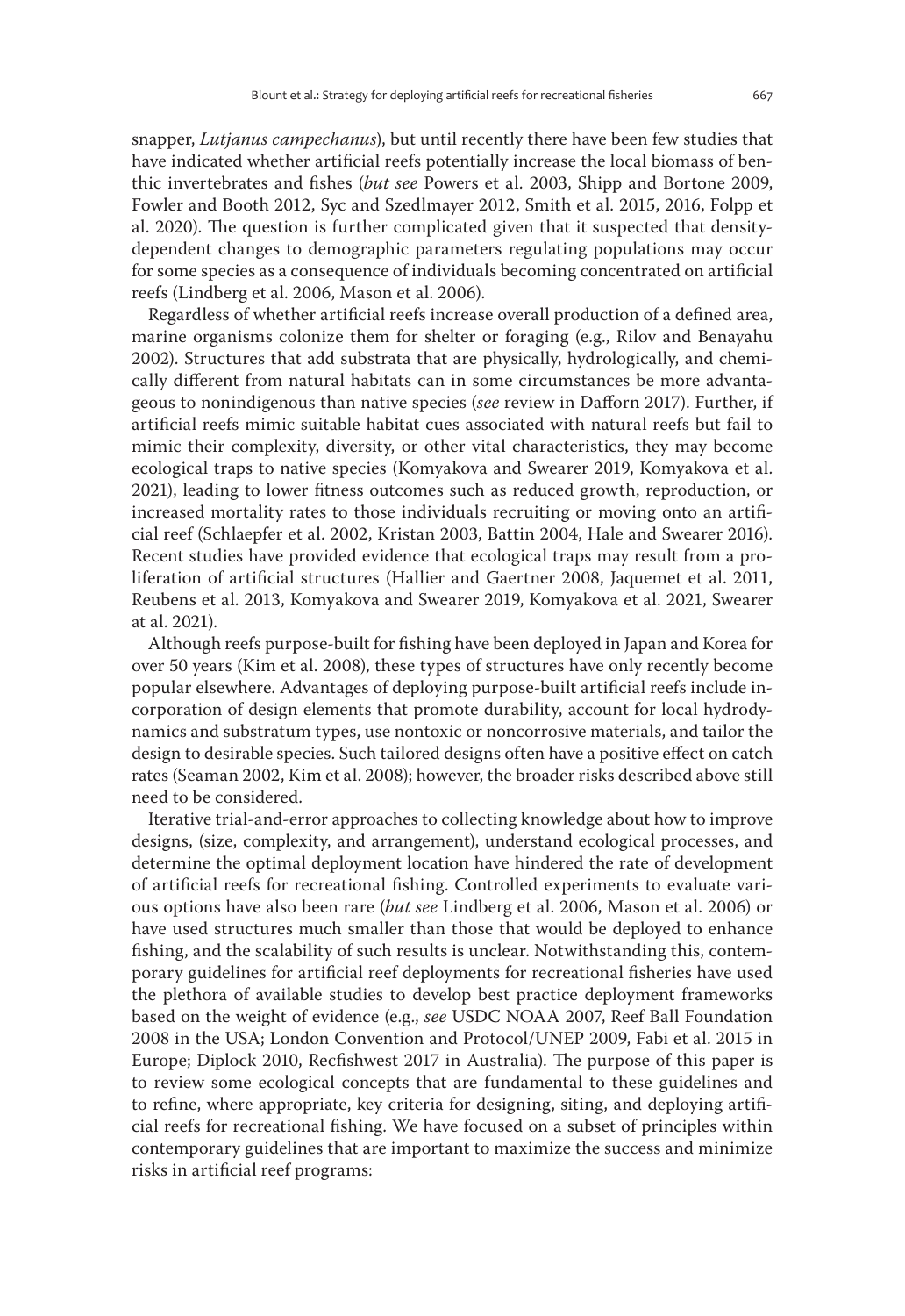snapper, *Lutjanus campechanus*), but until recently there have been few studies that have indicated whether artificial reefs potentially increase the local biomass of benthic invertebrates and fishes (*but see* Powers et al. 2003, Shipp and Bortone 2009, Fowler and Booth 2012, Syc and Szedlmayer 2012, Smith et al. 2015, 2016, Folpp et al. 2020). The question is further complicated given that it suspected that density-dependent changes to demographic parameters regulating populations may occur for some species as a consequence of individuals becoming concentrated on artificial reefs (Lindberg et al. 2006, Mason et al. 2006).

Regardless of whether artificial reefs increase overall production of a defined area, marine organisms colonize them for shelter or foraging (e.g., Rilov and Benayahu 2002). Structures that add substrata that are physically, hydrologically, and chemically different from natural habitats can in some circumstances be more advantageous to nonindigenous than native species (*see* review in Dafforn 2017). Further, if artificial reefs mimic suitable habitat cues associated with natural reefs but fail to mimic their complexity, diversity, or other vital characteristics, they may become ecological traps to native species (Komyakova and Swearer 2019, Komyakova et al. 2021), leading to lower fitness outcomes such as reduced growth, reproduction, or increased mortality rates to those individuals recruiting or moving onto an artificial reef (Schlaepfer et al. 2002, Kristan 2003, Battin 2004, Hale and Swearer 2016). Recent studies have provided evidence that ecological traps may result from a proliferation of artificial structures (Hallier and Gaertner 2008, Jaquemet et al. 2011, Reubens et al. 2013, Komyakova and Swearer 2019, Komyakova et al. 2021, Swearer at al. 2021).

Although reefs purpose-built for fishing have been deployed in Japan and Korea for over 50 years (Kim et al. 2008), these types of structures have only recently become popular elsewhere. Advantages of deploying purpose-built artificial reefs include incorporation of design elements that promote durability, account for local hydrodynamics and substratum types, use nontoxic or noncorrosive materials, and tailor the design to desirable species. Such tailored designs often have a positive effect on catch rates (Seaman 2002, Kim et al. 2008); however, the broader risks described above still need to be considered.

Iterative trial-and-error approaches to collecting knowledge about how to improve designs, (size, complexity, and arrangement), understand ecological processes, and determine the optimal deployment location have hindered the rate of development of artificial reefs for recreational fishing. Controlled experiments to evaluate various options have also been rare (*but see* Lindberg et al. 2006, Mason et al. 2006) or have used structures much smaller than those that would be deployed to enhance fishing, and the scalability of such results is unclear. Notwithstanding this, contemporary guidelines for artificial reef deployments for recreational fisheries have used the plethora of available studies to develop best practice deployment frameworks based on the weight of evidence (e.g., *see* USDC NOAA 2007, Reef Ball Foundation 2008 in the USA; London Convention and Protocol/UNEP 2009, Fabi et al. 2015 in Europe; Diplock 2010, Recfishwest 2017 in Australia). The purpose of this paper is to review some ecological concepts that are fundamental to these guidelines and to refine, where appropriate, key criteria for designing, siting, and deploying artificial reefs for recreational fishing. We have focused on a subset of principles within contemporary guidelines that are important to maximize the success and minimize risks in artificial reef programs: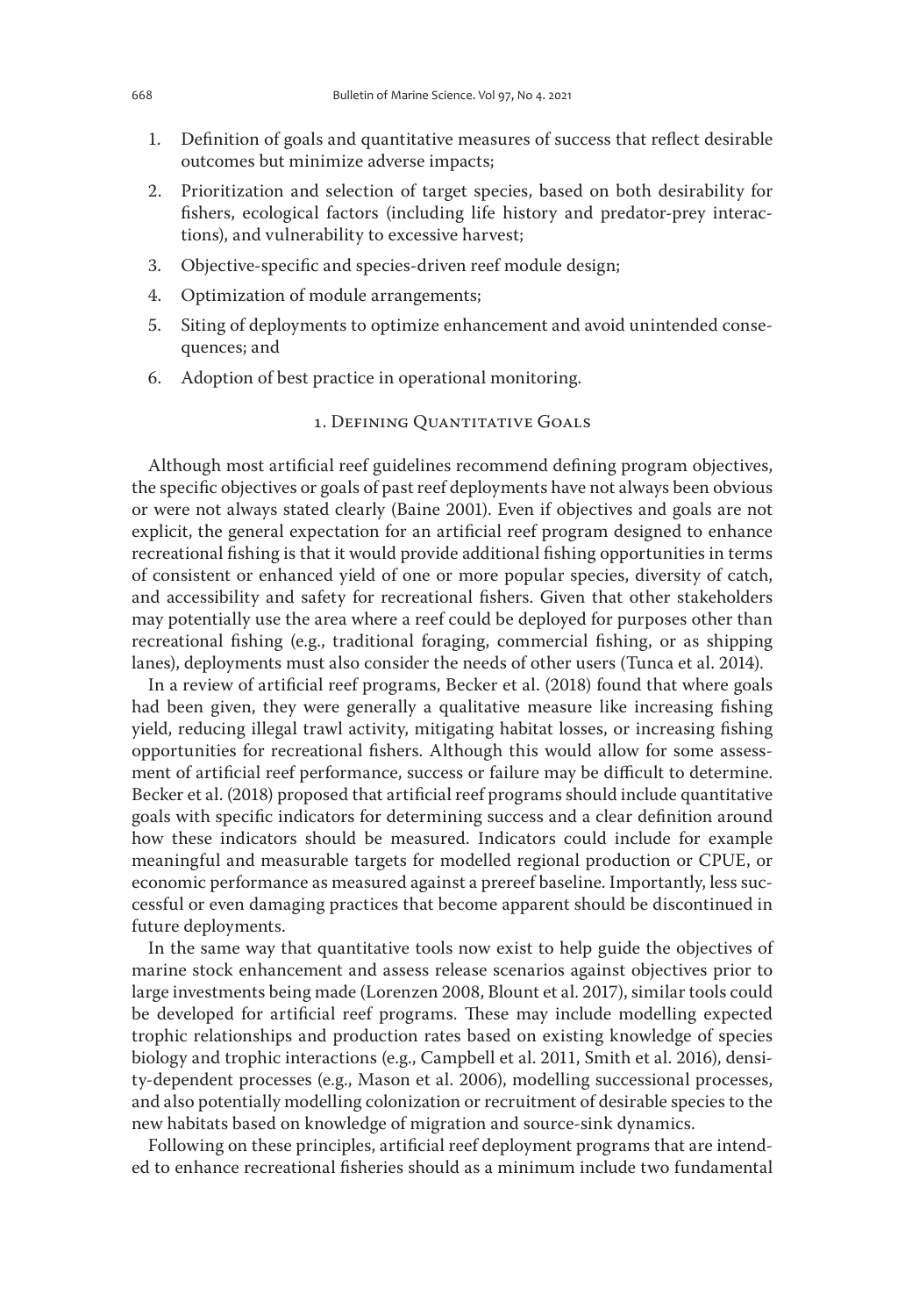1. Definition of goals and quantitative measures of success that reflect desirable outcomes but minimize adverse impacts;
2. Prioritization and selection of target species, based on both desirability for fishers, ecological factors (including life history and predator-prey interactions), and vulnerability to excessive harvest;
3. Objective-specific and species-driven reef module design;
4. Optimization of module arrangements;
5. Siting of deployments to optimize enhancement and avoid unintended consequences; and
6. Adoption of best practice in operational monitoring.

## 1. Defining Quantitative Goals

Although most artificial reef guidelines recommend defining program objectives, the specific objectives or goals of past reef deployments have not always been obvious or were not always stated clearly (Baine 2001). Even if objectives and goals are not explicit, the general expectation for an artificial reef program designed to enhance recreational fishing is that it would provide additional fishing opportunities in terms of consistent or enhanced yield of one or more popular species, diversity of catch, and accessibility and safety for recreational fishers. Given that other stakeholders may potentially use the area where a reef could be deployed for purposes other than recreational fishing (e.g., traditional foraging, commercial fishing, or as shipping lanes), deployments must also consider the needs of other users (Tunca et al. 2014).

In a review of artificial reef programs, Becker et al. (2018) found that where goals had been given, they were generally a qualitative measure like increasing fishing yield, reducing illegal trawl activity, mitigating habitat losses, or increasing fishing opportunities for recreational fishers. Although this would allow for some assessment of artificial reef performance, success or failure may be difficult to determine. Becker et al. (2018) proposed that artificial reef programs should include quantitative goals with specific indicators for determining success and a clear definition around how these indicators should be measured. Indicators could include for example meaningful and measurable targets for modelled regional production or CPUE, or economic performance as measured against a prereef baseline. Importantly, less successful or even damaging practices that become apparent should be discontinued in future deployments.

In the same way that quantitative tools now exist to help guide the objectives of marine stock enhancement and assess release scenarios against objectives prior to large investments being made (Lorenzen 2008, Blount et al. 2017), similar tools could be developed for artificial reef programs. These may include modelling expected trophic relationships and production rates based on existing knowledge of species biology and trophic interactions (e.g., Campbell et al. 2011, Smith et al. 2016), density-dependent processes (e.g., Mason et al. 2006), modelling successional processes, and also potentially modelling colonization or recruitment of desirable species to the new habitats based on knowledge of migration and source-sink dynamics.

Following on these principles, artificial reef deployment programs that are intended to enhance recreational fisheries should as a minimum include two fundamental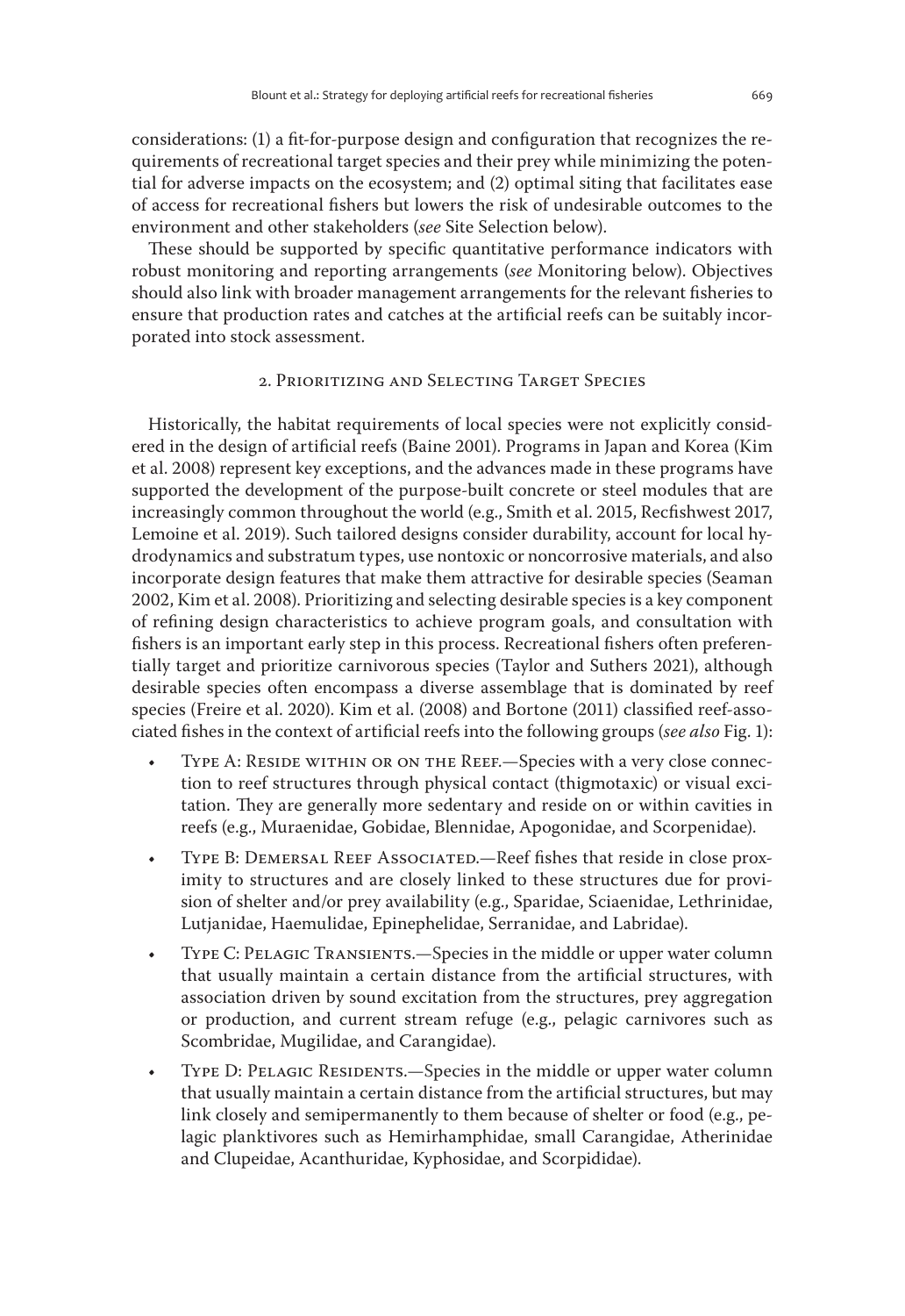considerations: (1) a fit-for-purpose design and configuration that recognizes the requirements of recreational target species and their prey while minimizing the potential for adverse impacts on the ecosystem; and (2) optimal siting that facilitates ease of access for recreational fishers but lowers the risk of undesirable outcomes to the environment and other stakeholders (*see* Site Selection below).

These should be supported by specific quantitative performance indicators with robust monitoring and reporting arrangements (*see* Monitoring below). Objectives should also link with broader management arrangements for the relevant fisheries to ensure that production rates and catches at the artificial reefs can be suitably incorporated into stock assessment.

## 2. Prioritizing and Selecting Target Species

Historically, the habitat requirements of local species were not explicitly considered in the design of artificial reefs (Baine 2001). Programs in Japan and Korea (Kim et al. 2008) represent key exceptions, and the advances made in these programs have supported the development of the purpose-built concrete or steel modules that are increasingly common throughout the world (e.g., Smith et al. 2015, Recfishwest 2017, Lemoine et al. 2019). Such tailored designs consider durability, account for local hydrodynamics and substratum types, use nontoxic or noncorrosive materials, and also incorporate design features that make them attractive for desirable species (Seaman 2002, Kim et al. 2008). Prioritizing and selecting desirable species is a key component of refining design characteristics to achieve program goals, and consultation with fishers is an important early step in this process. Recreational fishers often preferentially target and prioritize carnivorous species (Taylor and Suthers 2021), although desirable species often encompass a diverse assemblage that is dominated by reef species (Freire et al. 2020). Kim et al. (2008) and Bortone (2011) classified reef-associated fishes in the context of artificial reefs into the following groups (*see also* Fig. 1):

- Type A: Reside within or on the Reef.—Species with a very close connection to reef structures through physical contact (thigmotaxic) or visual excitation. They are generally more sedentary and reside on or within cavities in reefs (e.g., Muraenidae, Gobidae, Blennidae, Apogonidae, and Scorpenidae).
- Type B: Demersal Reef Associated.—Reef fishes that reside in close proximity to structures and are closely linked to these structures due for provision of shelter and/or prey availability (e.g., Sparidae, Sciaenidae, Lethrinidae, Lutjanidae, Haemulidae, Epinephelidae, Serranidae, and Labridae).
- Type C: Pelagic Transients.—Species in the middle or upper water column that usually maintain a certain distance from the artificial structures, with association driven by sound excitation from the structures, prey aggregation or production, and current stream refuge (e.g., pelagic carnivores such as Scombridae, Mugilidae, and Carangidae).
- Type D: Pelagic Residents.—Species in the middle or upper water column that usually maintain a certain distance from the artificial structures, but may link closely and semipermanently to them because of shelter or food (e.g., pelagic planktivores such as Hemirhamphidae, small Carangidae, Atherinidae and Clupeidae, Acanthuridae, Kyphosidae, and Scorpididae).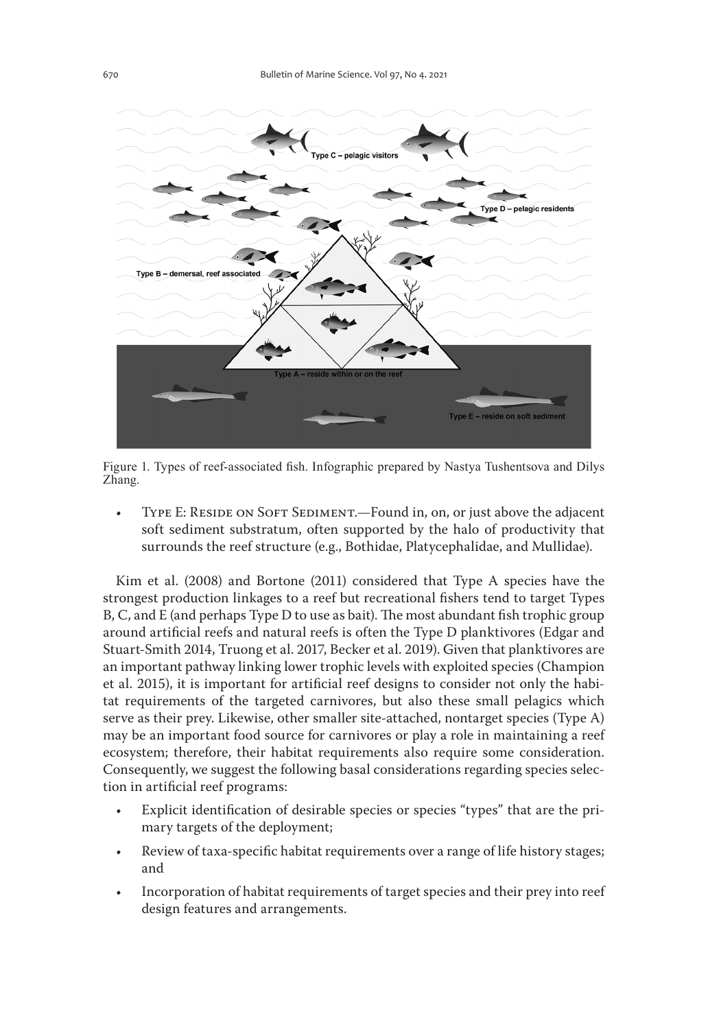Figure 1. Types of reef-associated fish. Infographic prepared by Nastya Tushentsova and Dilys Zhang.

- Type E: Reside on Soft Sediment.—Found in, on, or just above the adjacent soft sediment substratum, often supported by the halo of productivity that surrounds the reef structure (e.g., Bothidae, Platycephalidae, and Mullidae).

Kim et al. (2008) and Bortone (2011) considered that Type A species have the strongest production linkages to a reef but recreational fishers tend to target Types B, C, and E (and perhaps Type D to use as bait). The most abundant fish trophic group around artificial reefs and natural reefs is often the Type D planktivores (Edgar and Stuart-Smith 2014, Truong et al. 2017, Becker et al. 2019). Given that planktivores are an important pathway linking lower trophic levels with exploited species (Champion et al. 2015), it is important for artificial reef designs to consider not only the habitat requirements of the targeted carnivores, but also these small pelagics which serve as their prey. Likewise, other smaller site-attached, nontarget species (Type A) may be an important food source for carnivores or play a role in maintaining a reef ecosystem; therefore, their habitat requirements also require some consideration. Consequently, we suggest the following basal considerations regarding species selection in artificial reef programs:

- Explicit identification of desirable species or species "types" that are the primary targets of the deployment;
- Review of taxa-specific habitat requirements over a range of life history stages; and
- Incorporation of habitat requirements of target species and their prey into reef design features and arrangements.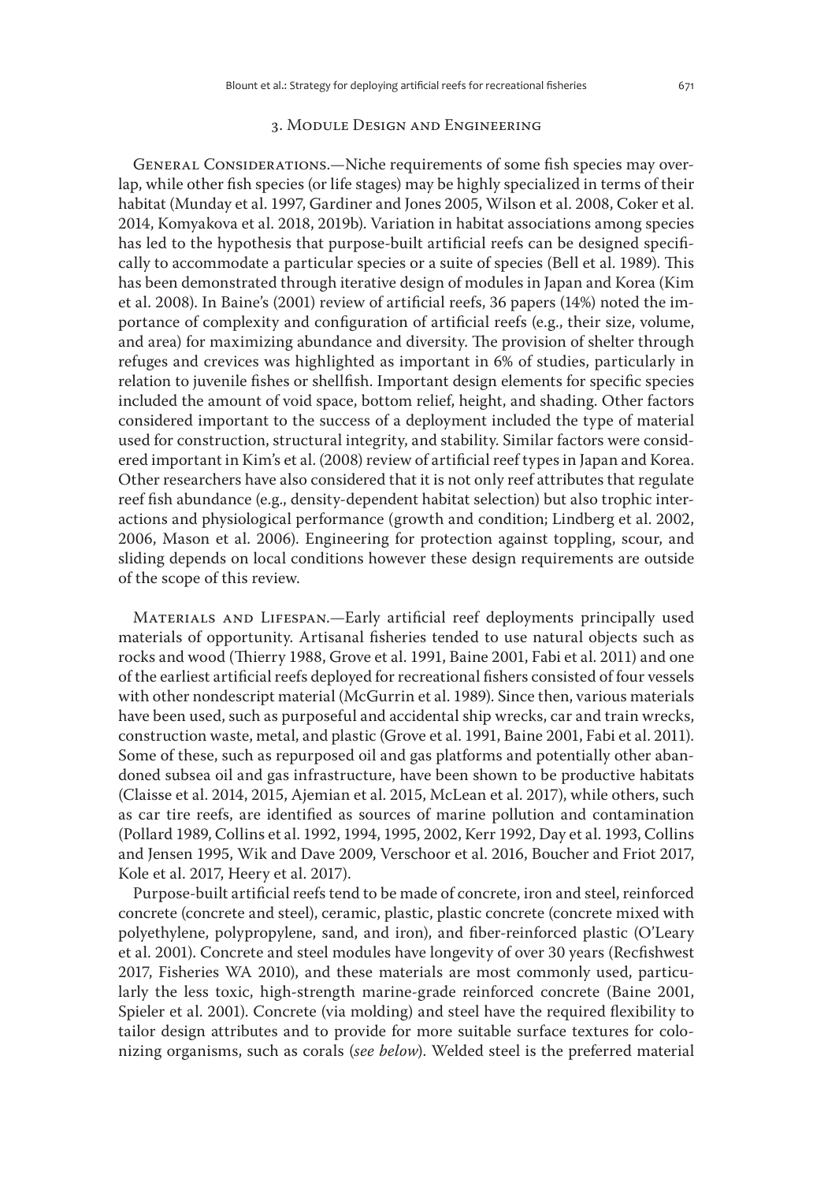## 3. Module Design and Engineering

General Considerations.—Niche requirements of some fish species may overlap, while other fish species (or life stages) may be highly specialized in terms of their habitat (Munday et al. 1997, Gardiner and Jones 2005, Wilson et al. 2008, Coker et al. 2014, Komyakova et al. 2018, 2019b). Variation in habitat associations among species has led to the hypothesis that purpose-built artificial reefs can be designed specifically to accommodate a particular species or a suite of species (Bell et al. 1989). This has been demonstrated through iterative design of modules in Japan and Korea (Kim et al. 2008). In Baine's (2001) review of artificial reefs, 36 papers (14%) noted the importance of complexity and configuration of artificial reefs (e.g., their size, volume, and area) for maximizing abundance and diversity. The provision of shelter through refuges and crevices was highlighted as important in 6% of studies, particularly in relation to juvenile fishes or shellfish. Important design elements for specific species included the amount of void space, bottom relief, height, and shading. Other factors considered important to the success of a deployment included the type of material used for construction, structural integrity, and stability. Similar factors were considered important in Kim's et al. (2008) review of artificial reef types in Japan and Korea. Other researchers have also considered that it is not only reef attributes that regulate reef fish abundance (e.g., density-dependent habitat selection) but also trophic interactions and physiological performance (growth and condition; Lindberg et al. 2002, 2006, Mason et al. 2006). Engineering for protection against toppling, scour, and sliding depends on local conditions however these design requirements are outside of the scope of this review.

Materials and Lifespan.—Early artificial reef deployments principally used materials of opportunity. Artisanal fisheries tended to use natural objects such as rocks and wood (Thierry 1988, Grove et al. 1991, Baine 2001, Fabi et al. 2011) and one of the earliest artificial reefs deployed for recreational fishers consisted of four vessels with other nondescript material (McGurrin et al. 1989). Since then, various materials have been used, such as purposeful and accidental ship wrecks, car and train wrecks, construction waste, metal, and plastic (Grove et al. 1991, Baine 2001, Fabi et al. 2011). Some of these, such as repurposed oil and gas platforms and potentially other abandoned subsea oil and gas infrastructure, have been shown to be productive habitats (Claisse et al. 2014, 2015, Ajemian et al. 2015, McLean et al. 2017), while others, such as car tire reefs, are identified as sources of marine pollution and contamination (Pollard 1989, Collins et al. 1992, 1994, 1995, 2002, Kerr 1992, Day et al. 1993, Collins and Jensen 1995, Wik and Dave 2009, Verschoor et al. 2016, Boucher and Friot 2017, Kole et al. 2017, Heery et al. 2017).

Purpose-built artificial reefs tend to be made of concrete, iron and steel, reinforced concrete (concrete and steel), ceramic, plastic, plastic concrete (concrete mixed with polyethylene, polypropylene, sand, and iron), and fiber-reinforced plastic (O'Leary et al. 2001). Concrete and steel modules have longevity of over 30 years (Recfishwest 2017, Fisheries WA 2010), and these materials are most commonly used, particularly the less toxic, high-strength marine-grade reinforced concrete (Baine 2001, Spieler et al. 2001). Concrete (via molding) and steel have the required flexibility to tailor design attributes and to provide for more suitable surface textures for colonizing organisms, such as corals (*see below*). Welded steel is the preferred material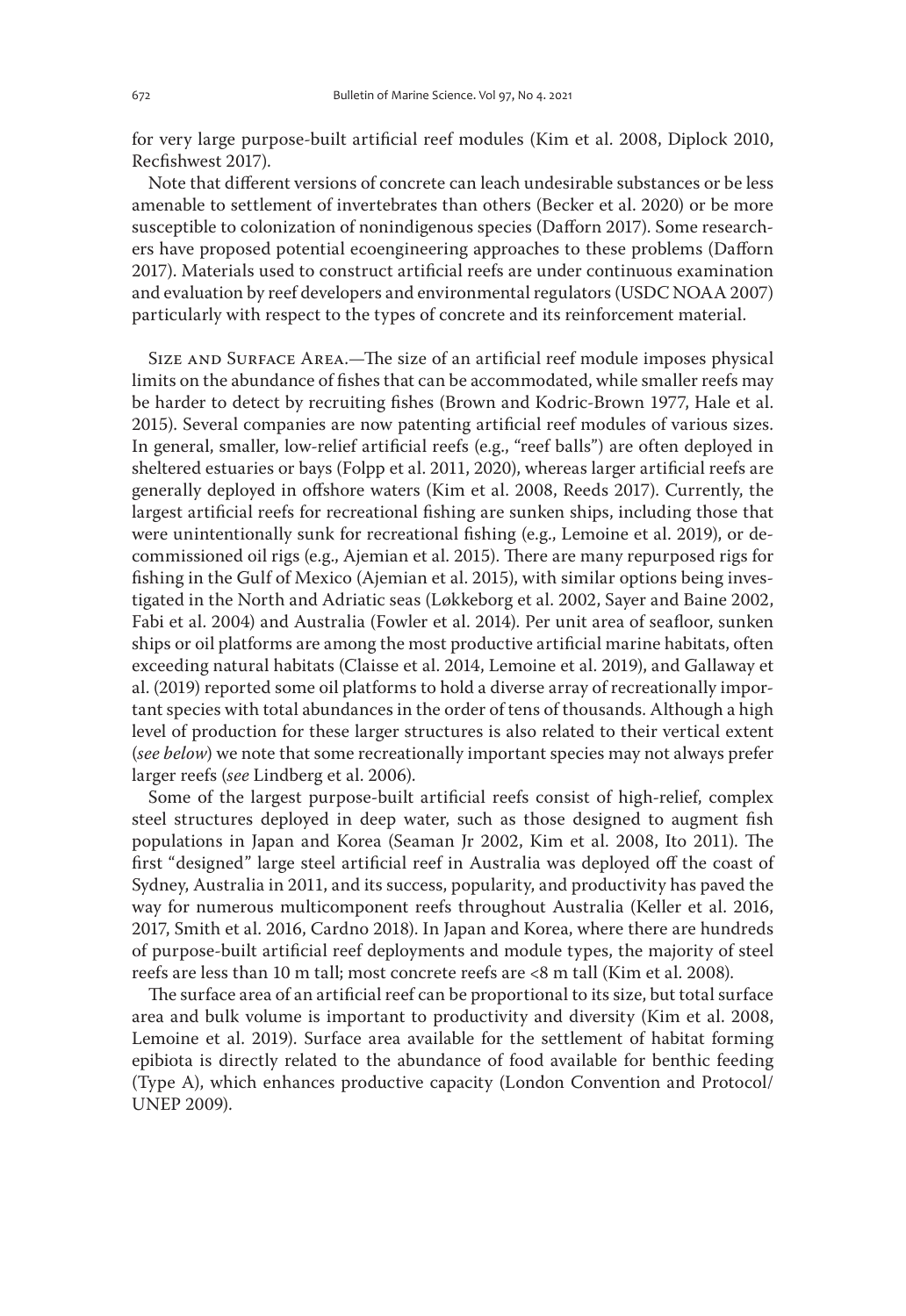for very large purpose-built artificial reef modules (Kim et al. 2008, Diplock 2010, Recfishwest 2017).

Note that different versions of concrete can leach undesirable substances or be less amenable to settlement of invertebrates than others (Becker et al. 2020) or be more susceptible to colonization of nonindigenous species (Dafforn 2017). Some researchers have proposed potential ecoengineering approaches to these problems (Dafforn 2017). Materials used to construct artificial reefs are under continuous examination and evaluation by reef developers and environmental regulators (USDC NOAA 2007) particularly with respect to the types of concrete and its reinforcement material.

Size and Surface Area.—The size of an artificial reef module imposes physical limits on the abundance of fishes that can be accommodated, while smaller reefs may be harder to detect by recruiting fishes (Brown and Kodric-Brown 1977, Hale et al. 2015). Several companies are now patenting artificial reef modules of various sizes. In general, smaller, low-relief artificial reefs (e.g., "reef balls") are often deployed in sheltered estuaries or bays (Folpp et al. 2011, 2020), whereas larger artificial reefs are generally deployed in offshore waters (Kim et al. 2008, Reeds 2017). Currently, the largest artificial reefs for recreational fishing are sunken ships, including those that were unintentionally sunk for recreational fishing (e.g., Lemoine et al. 2019), or decommissioned oil rigs (e.g., Ajemian et al. 2015). There are many repurposed rigs for fishing in the Gulf of Mexico (Ajemian et al. 2015), with similar options being investigated in the North and Adriatic seas (Løkkeborg et al. 2002, Sayer and Baine 2002, Fabi et al. 2004) and Australia (Fowler et al. 2014). Per unit area of seafloor, sunken ships or oil platforms are among the most productive artificial marine habitats, often exceeding natural habitats (Claisse et al. 2014, Lemoine et al. 2019), and Gallaway et al. (2019) reported some oil platforms to hold a diverse array of recreationally important species with total abundances in the order of tens of thousands. Although a high level of production for these larger structures is also related to their vertical extent (*see below*) we note that some recreationally important species may not always prefer larger reefs (*see* Lindberg et al. 2006).

Some of the largest purpose-built artificial reefs consist of high-relief, complex steel structures deployed in deep water, such as those designed to augment fish populations in Japan and Korea (Seaman Jr 2002, Kim et al. 2008, Ito 2011). The first "designed" large steel artificial reef in Australia was deployed off the coast of Sydney, Australia in 2011, and its success, popularity, and productivity has paved the way for numerous multicomponent reefs throughout Australia (Keller et al. 2016, 2017, Smith et al. 2016, Cardno 2018). In Japan and Korea, where there are hundreds of purpose-built artificial reef deployments and module types, the majority of steel reefs are less than 10 m tall; most concrete reefs are <8 m tall (Kim et al. 2008).

The surface area of an artificial reef can be proportional to its size, but total surface area and bulk volume is important to productivity and diversity (Kim et al. 2008, Lemoine et al. 2019). Surface area available for the settlement of habitat forming epibiota is directly related to the abundance of food available for benthic feeding (Type A), which enhances productive capacity (London Convention and Protocol/UNEP 2009).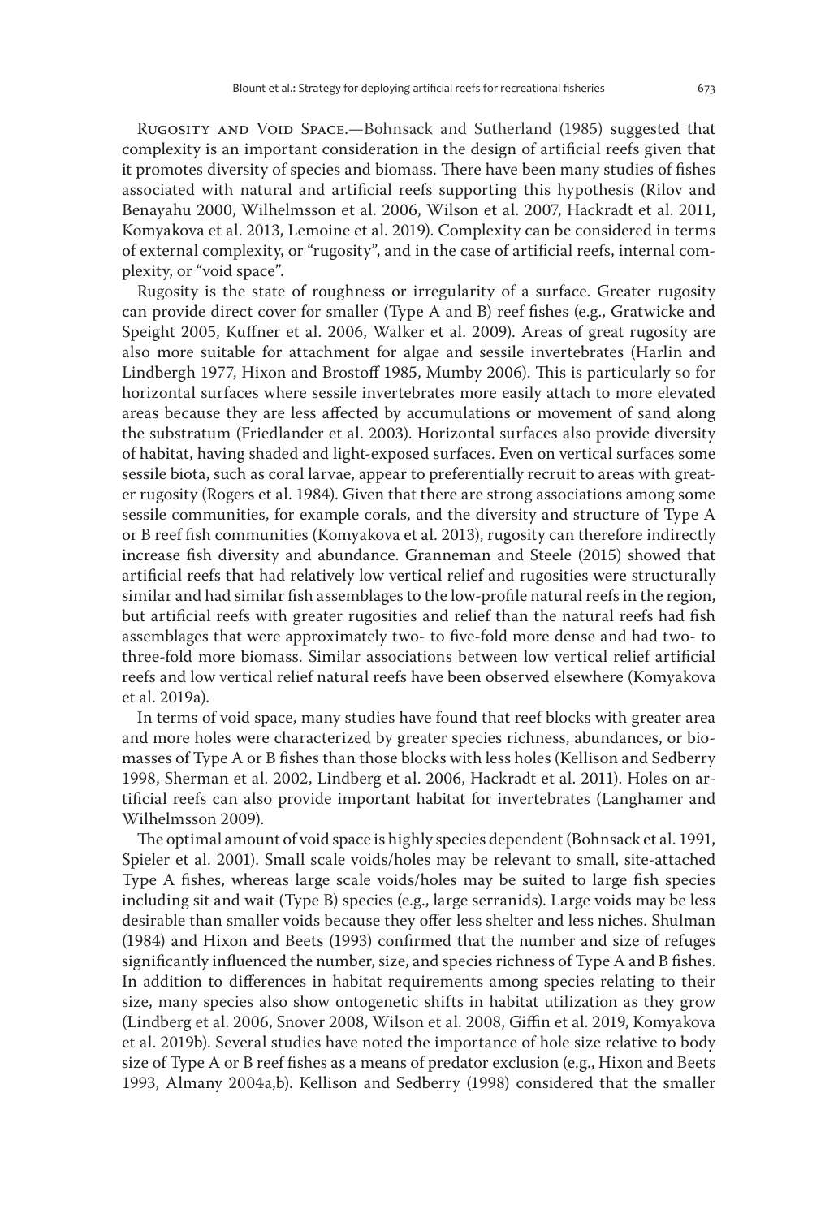Rugosity and Void Space.—Bohnsack and Sutherland (1985) suggested that complexity is an important consideration in the design of artificial reefs given that it promotes diversity of species and biomass. There have been many studies of fishes associated with natural and artificial reefs supporting this hypothesis (Rilov and Benayahu 2000, Wilhelmsson et al. 2006, Wilson et al. 2007, Hackradt et al. 2011, Komyakova et al. 2013, Lemoine et al. 2019). Complexity can be considered in terms of external complexity, or "rugosity", and in the case of artificial reefs, internal complexity, or "void space".

Rugosity is the state of roughness or irregularity of a surface. Greater rugosity can provide direct cover for smaller (Type A and B) reef fishes (e.g., Gratwicke and Speight 2005, Kuffner et al. 2006, Walker et al. 2009). Areas of great rugosity are also more suitable for attachment for algae and sessile invertebrates (Harlin and Lindbergh 1977, Hixon and Brostoff 1985, Mumby 2006). This is particularly so for horizontal surfaces where sessile invertebrates more easily attach to more elevated areas because they are less affected by accumulations or movement of sand along the substratum (Friedlander et al. 2003). Horizontal surfaces also provide diversity of habitat, having shaded and light-exposed surfaces. Even on vertical surfaces some sessile biota, such as coral larvae, appear to preferentially recruit to areas with greater rugosity (Rogers et al. 1984). Given that there are strong associations among some sessile communities, for example corals, and the diversity and structure of Type A or B reef fish communities (Komyakova et al. 2013), rugosity can therefore indirectly increase fish diversity and abundance. Granneman and Steele (2015) showed that artificial reefs that had relatively low vertical relief and rugosities were structurally similar and had similar fish assemblages to the low-profile natural reefs in the region, but artificial reefs with greater rugosities and relief than the natural reefs had fish assemblages that were approximately two- to five-fold more dense and had two- to three-fold more biomass. Similar associations between low vertical relief artificial reefs and low vertical relief natural reefs have been observed elsewhere (Komyakova et al. 2019a).

In terms of void space, many studies have found that reef blocks with greater area and more holes were characterized by greater species richness, abundances, or biomasses of Type A or B fishes than those blocks with less holes (Kellison and Sedberry 1998, Sherman et al. 2002, Lindberg et al. 2006, Hackradt et al. 2011). Holes on artificial reefs can also provide important habitat for invertebrates (Langhamer and Wilhelmsson 2009).

The optimal amount of void space is highly species dependent (Bohnsack et al. 1991, Spieler et al. 2001). Small scale voids/holes may be relevant to small, site-attached Type A fishes, whereas large scale voids/holes may be suited to large fish species including sit and wait (Type B) species (e.g., large serranids). Large voids may be less desirable than smaller voids because they offer less shelter and less niches. Shulman (1984) and Hixon and Beets (1993) confirmed that the number and size of refuges significantly influenced the number, size, and species richness of Type A and B fishes. In addition to differences in habitat requirements among species relating to their size, many species also show ontogenetic shifts in habitat utilization as they grow (Lindberg et al. 2006, Snover 2008, Wilson et al. 2008, Giffin et al. 2019, Komyakova et al. 2019b). Several studies have noted the importance of hole size relative to body size of Type A or B reef fishes as a means of predator exclusion (e.g., Hixon and Beets 1993, Almany 2004a,b). Kellison and Sedberry (1998) considered that the smaller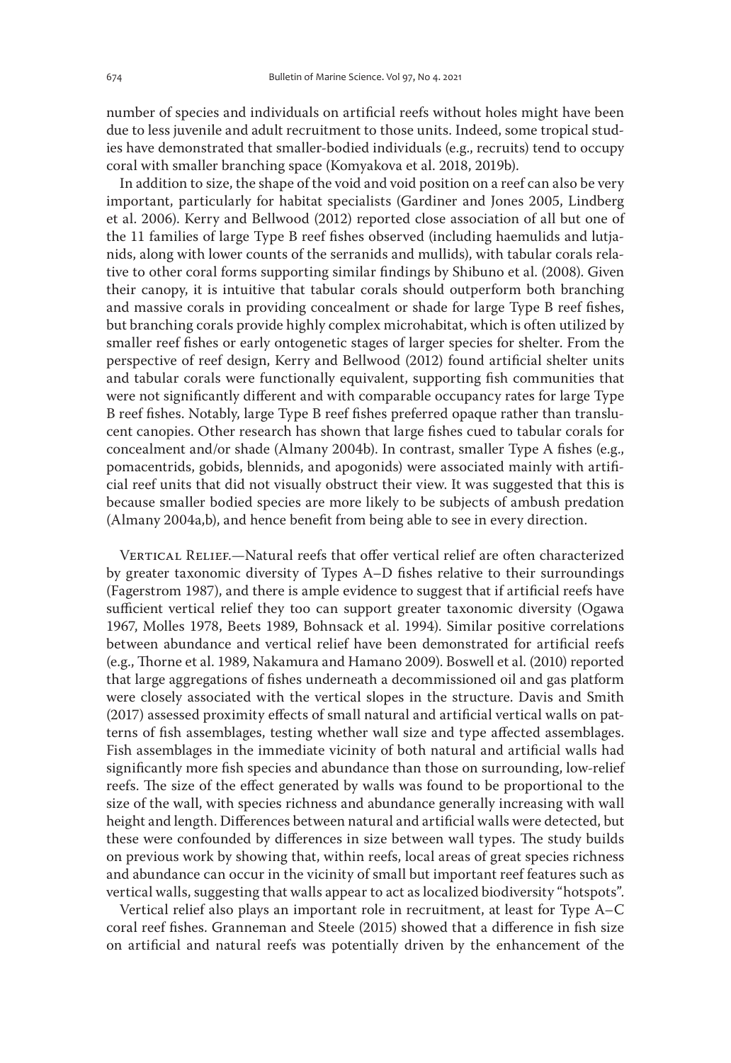number of species and individuals on artificial reefs without holes might have been due to less juvenile and adult recruitment to those units. Indeed, some tropical studies have demonstrated that smaller-bodied individuals (e.g., recruits) tend to occupy coral with smaller branching space (Komyakova et al. 2018, 2019b).

In addition to size, the shape of the void and void position on a reef can also be very important, particularly for habitat specialists (Gardiner and Jones 2005, Lindberg et al. 2006). Kerry and Bellwood (2012) reported close association of all but one of the 11 families of large Type B reef fishes observed (including haemulids and lutjanids, along with lower counts of the serranids and mullids), with tabular corals relative to other coral forms supporting similar findings by Shibuno et al. (2008). Given their canopy, it is intuitive that tabular corals should outperform both branching and massive corals in providing concealment or shade for large Type B reef fishes, but branching corals provide highly complex microhabitat, which is often utilized by smaller reef fishes or early ontogenetic stages of larger species for shelter. From the perspective of reef design, Kerry and Bellwood (2012) found artificial shelter units and tabular corals were functionally equivalent, supporting fish communities that were not significantly different and with comparable occupancy rates for large Type B reef fishes. Notably, large Type B reef fishes preferred opaque rather than translucent canopies. Other research has shown that large fishes cued to tabular corals for concealment and/or shade (Almany 2004b). In contrast, smaller Type A fishes (e.g., pomacentrids, gobids, blennids, and apogonids) were associated mainly with artificial reef units that did not visually obstruct their view. It was suggested that this is because smaller bodied species are more likely to be subjects of ambush predation (Almany 2004a,b), and hence benefit from being able to see in every direction.

Vertical Relief.—Natural reefs that offer vertical relief are often characterized by greater taxonomic diversity of Types A–D fishes relative to their surroundings (Fagerstrom 1987), and there is ample evidence to suggest that if artificial reefs have sufficient vertical relief they too can support greater taxonomic diversity (Ogawa 1967, Molles 1978, Beets 1989, Bohnsack et al. 1994). Similar positive correlations between abundance and vertical relief have been demonstrated for artificial reefs (e.g., Thorne et al. 1989, Nakamura and Hamano 2009). Boswell et al. (2010) reported that large aggregations of fishes underneath a decommissioned oil and gas platform were closely associated with the vertical slopes in the structure. Davis and Smith (2017) assessed proximity effects of small natural and artificial vertical walls on patterns of fish assemblages, testing whether wall size and type affected assemblages. Fish assemblages in the immediate vicinity of both natural and artificial walls had significantly more fish species and abundance than those on surrounding, low-relief reefs. The size of the effect generated by walls was found to be proportional to the size of the wall, with species richness and abundance generally increasing with wall height and length. Differences between natural and artificial walls were detected, but these were confounded by differences in size between wall types. The study builds on previous work by showing that, within reefs, local areas of great species richness and abundance can occur in the vicinity of small but important reef features such as vertical walls, suggesting that walls appear to act as localized biodiversity "hotspots".

Vertical relief also plays an important role in recruitment, at least for Type A–C coral reef fishes. Granneman and Steele (2015) showed that a difference in fish size on artificial and natural reefs was potentially driven by the enhancement of the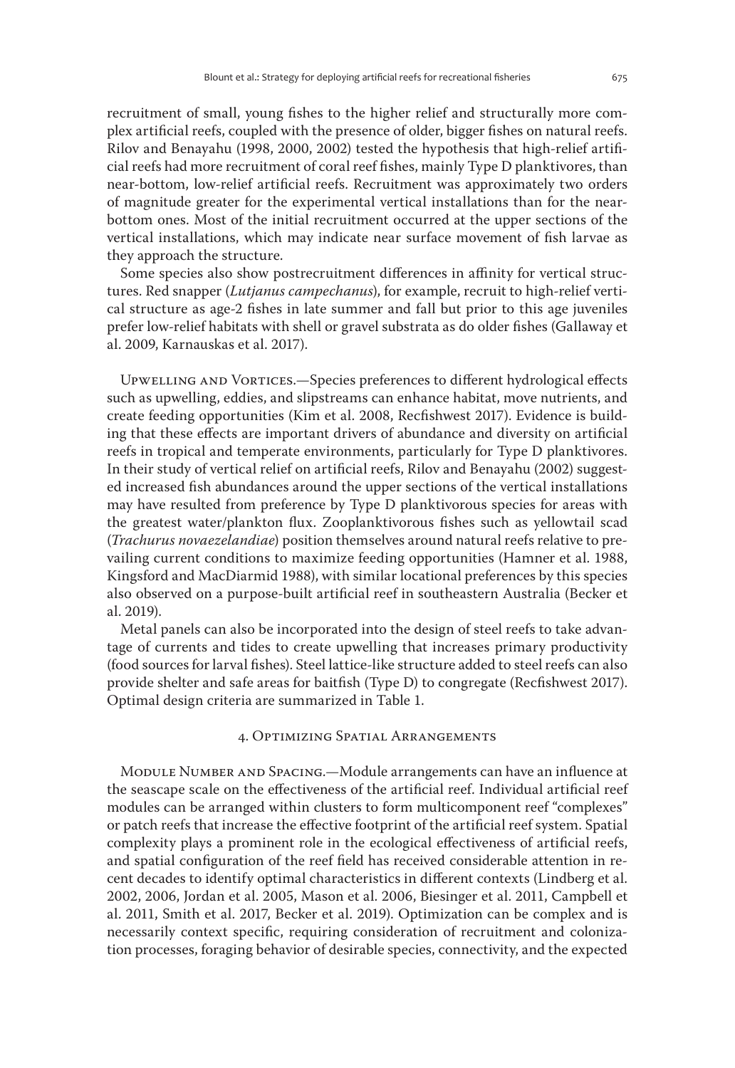recruitment of small, young fishes to the higher relief and structurally more complex artificial reefs, coupled with the presence of older, bigger fishes on natural reefs. Rilov and Benayahu (1998, 2000, 2002) tested the hypothesis that high-relief artificial reefs had more recruitment of coral reef fishes, mainly Type D planktivores, than near-bottom, low-relief artificial reefs. Recruitment was approximately two orders of magnitude greater for the experimental vertical installations than for the near-bottom ones. Most of the initial recruitment occurred at the upper sections of the vertical installations, which may indicate near surface movement of fish larvae as they approach the structure.

Some species also show postrecruitment differences in affinity for vertical structures. Red snapper (*Lutjanus campechanus*), for example, recruit to high-relief vertical structure as age-2 fishes in late summer and fall but prior to this age juveniles prefer low-relief habitats with shell or gravel substrata as do older fishes (Gallaway et al. 2009, Karnauskas et al. 2017).

Upwelling and Vortices.—Species preferences to different hydrological effects such as upwelling, eddies, and slipstreams can enhance habitat, move nutrients, and create feeding opportunities (Kim et al. 2008, Recfishwest 2017). Evidence is building that these effects are important drivers of abundance and diversity on artificial reefs in tropical and temperate environments, particularly for Type D planktivores. In their study of vertical relief on artificial reefs, Rilov and Benayahu (2002) suggested increased fish abundances around the upper sections of the vertical installations may have resulted from preference by Type D planktivorous species for areas with the greatest water/plankton flux. Zooplanktivorous fishes such as yellowtail scad (*Trachurus novaezelandiae*) position themselves around natural reefs relative to prevailing current conditions to maximize feeding opportunities (Hamner et al. 1988, Kingsford and MacDiarmid 1988), with similar locational preferences by this species also observed on a purpose-built artificial reef in southeastern Australia (Becker et al. 2019).

Metal panels can also be incorporated into the design of steel reefs to take advantage of currents and tides to create upwelling that increases primary productivity (food sources for larval fishes). Steel lattice-like structure added to steel reefs can also provide shelter and safe areas for baitfish (Type D) to congregate (Recfishwest 2017). Optimal design criteria are summarized in Table 1.

## 4. Optimizing Spatial Arrangements

Module Number and Spacing.—Module arrangements can have an influence at the seascape scale on the effectiveness of the artificial reef. Individual artificial reef modules can be arranged within clusters to form multicomponent reef "complexes" or patch reefs that increase the effective footprint of the artificial reef system. Spatial complexity plays a prominent role in the ecological effectiveness of artificial reefs, and spatial configuration of the reef field has received considerable attention in recent decades to identify optimal characteristics in different contexts (Lindberg et al. 2002, 2006, Jordan et al. 2005, Mason et al. 2006, Biesinger et al. 2011, Campbell et al. 2011, Smith et al. 2017, Becker et al. 2019). Optimization can be complex and is necessarily context specific, requiring consideration of recruitment and colonization processes, foraging behavior of desirable species, connectivity, and the expected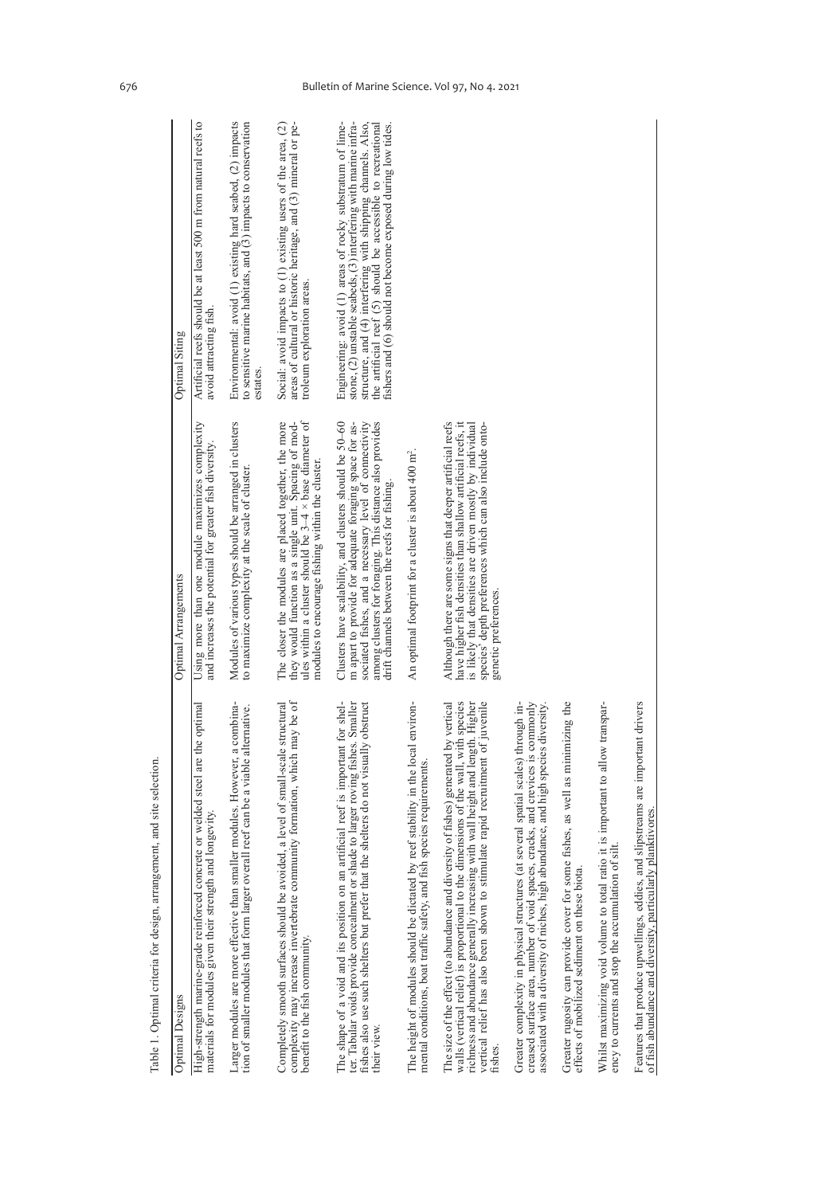Table 1. Optimal criteria for design, arrangement, and site selection.

| Optimal Designs | Optimal Arrangements | Optimal Siting |
|---|---|---|
| High-strength marine-grade reinforced concrete or welded steel are the optimal materials for modules given their strength and longevity. | Using more than one module maximizes complexity and increases the potential for greater fish diversity. | Artificial reefs should be at least 500 m from natural reefs to avoid attracting fish. |
| Larger modules are more effective than smaller modules. However, a combination of smaller modules that form larger overall reef can be a viable alternative. | Modules of various types should be arranged in clusters to maximize complexity at the scale of cluster. | Environmental: avoid (1) existing hard seabed, (2) impacts to sensitive marine habitats, and (3) impacts to conservation estates. |
| Completely smooth surfaces should be avoided, a level of small-scale structural complexity may increase invertebrate community formation, which may be of benefit to the fish community. | The closer the modules are placed together, the more they would function as a single unit. Spacing of modules within a cluster should be 3–4 × base diameter of modules to encourage fishing within the cluster. | Social: avoid impacts to (1) existing users of the area, (2) areas of cultural or historic heritage, and (3) mineral or petroleum exploration areas. |
| The shape of a void and its position on an artificial reef is important for shelter. Tabular voids provide concealment or shade to larger roving fishes. Smaller fishes also use such shelters but prefer that the shelters do not visually obstruct their view. | Clusters have scalability, and clusters should be 50–60 m apart to provide for adequate foraging space for associated fishes, and a necessary level of connectivity among clusters for foraging. This distance also provides drift channels between the reefs for fishing. | Engineering: avoid (1) areas of rocky substratum of limestone, (2) unstable seabeds, (3) interfering with marine infrastructure, and (4) interfering with shipping channels. Also, the artificial reef (5) should be accessible to recreational fishers and (6) should not become exposed during low tides. |
| The height of modules should be dictated by reef stability in the local environmental conditions, boat traffic safety, and fish species requirements. | An optimal footprint for a cluster is about 400 m². | |
| The size of the effect (to abundance and diversity of fishes) generated by vertical walls (vertical relief) is proportional to the dimensions of the wall, with species richness and abundance generally increasing with wall height and length. Higher vertical relief has also been shown to stimulate rapid recruitment of juvenile fishes. | Although there are some signs that deeper artificial reefs have higher fish densities than shallow artificial reefs, it is likely that densities are driven mostly by individual species' depth preferences which can also include ontogenetic preferences. | |
| Greater complexity in physical structures (at several spatial scales) through increased surface area, number of void spaces, cracks, and crevices is commonly associated with a diversity of niches, high abundance, and high species diversity. | | |
| Greater rugosity can provide cover for some fishes, as well as minimizing the effects of mobilized sediment on these biota. | | |
| Whilst maximizing void volume to total ratio it is important to allow transparency to currents and stop the accumulation of silt. | | |
| Features that produce upwellings, eddies, and slipstreams are important drivers of fish abundance and diversity, particularly planktivores. | | |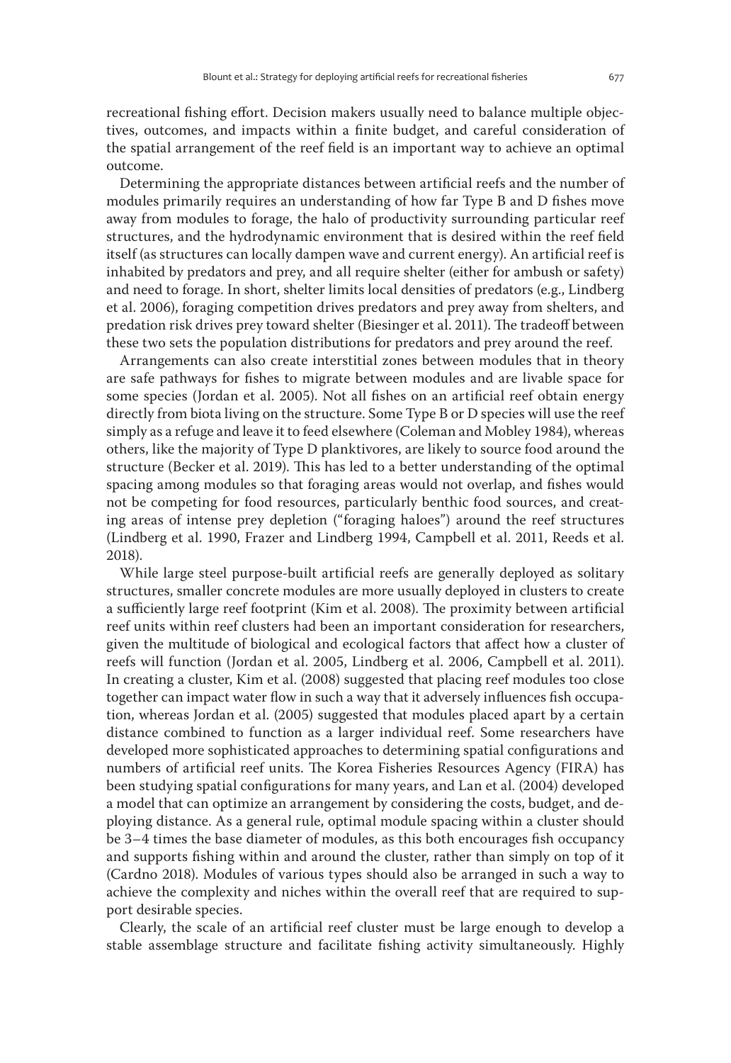recreational fishing effort. Decision makers usually need to balance multiple objectives, outcomes, and impacts within a finite budget, and careful consideration of the spatial arrangement of the reef field is an important way to achieve an optimal outcome.

Determining the appropriate distances between artificial reefs and the number of modules primarily requires an understanding of how far Type B and D fishes move away from modules to forage, the halo of productivity surrounding particular reef structures, and the hydrodynamic environment that is desired within the reef field itself (as structures can locally dampen wave and current energy). An artificial reef is inhabited by predators and prey, and all require shelter (either for ambush or safety) and need to forage. In short, shelter limits local densities of predators (e.g., Lindberg et al. 2006), foraging competition drives predators and prey away from shelters, and predation risk drives prey toward shelter (Biesinger et al. 2011). The tradeoff between these two sets the population distributions for predators and prey around the reef.

Arrangements can also create interstitial zones between modules that in theory are safe pathways for fishes to migrate between modules and are livable space for some species (Jordan et al. 2005). Not all fishes on an artificial reef obtain energy directly from biota living on the structure. Some Type B or D species will use the reef simply as a refuge and leave it to feed elsewhere (Coleman and Mobley 1984), whereas others, like the majority of Type D planktivores, are likely to source food around the structure (Becker et al. 2019). This has led to a better understanding of the optimal spacing among modules so that foraging areas would not overlap, and fishes would not be competing for food resources, particularly benthic food sources, and creating areas of intense prey depletion ("foraging haloes") around the reef structures (Lindberg et al. 1990, Frazer and Lindberg 1994, Campbell et al. 2011, Reeds et al. 2018).

While large steel purpose-built artificial reefs are generally deployed as solitary structures, smaller concrete modules are more usually deployed in clusters to create a sufficiently large reef footprint (Kim et al. 2008). The proximity between artificial reef units within reef clusters had been an important consideration for researchers, given the multitude of biological and ecological factors that affect how a cluster of reefs will function (Jordan et al. 2005, Lindberg et al. 2006, Campbell et al. 2011). In creating a cluster, Kim et al. (2008) suggested that placing reef modules too close together can impact water flow in such a way that it adversely influences fish occupation, whereas Jordan et al. (2005) suggested that modules placed apart by a certain distance combined to function as a larger individual reef. Some researchers have developed more sophisticated approaches to determining spatial configurations and numbers of artificial reef units. The Korea Fisheries Resources Agency (FIRA) has been studying spatial configurations for many years, and Lan et al. (2004) developed a model that can optimize an arrangement by considering the costs, budget, and deploying distance. As a general rule, optimal module spacing within a cluster should be 3–4 times the base diameter of modules, as this both encourages fish occupancy and supports fishing within and around the cluster, rather than simply on top of it (Cardno 2018). Modules of various types should also be arranged in such a way to achieve the complexity and niches within the overall reef that are required to support desirable species.

Clearly, the scale of an artificial reef cluster must be large enough to develop a stable assemblage structure and facilitate fishing activity simultaneously. Highly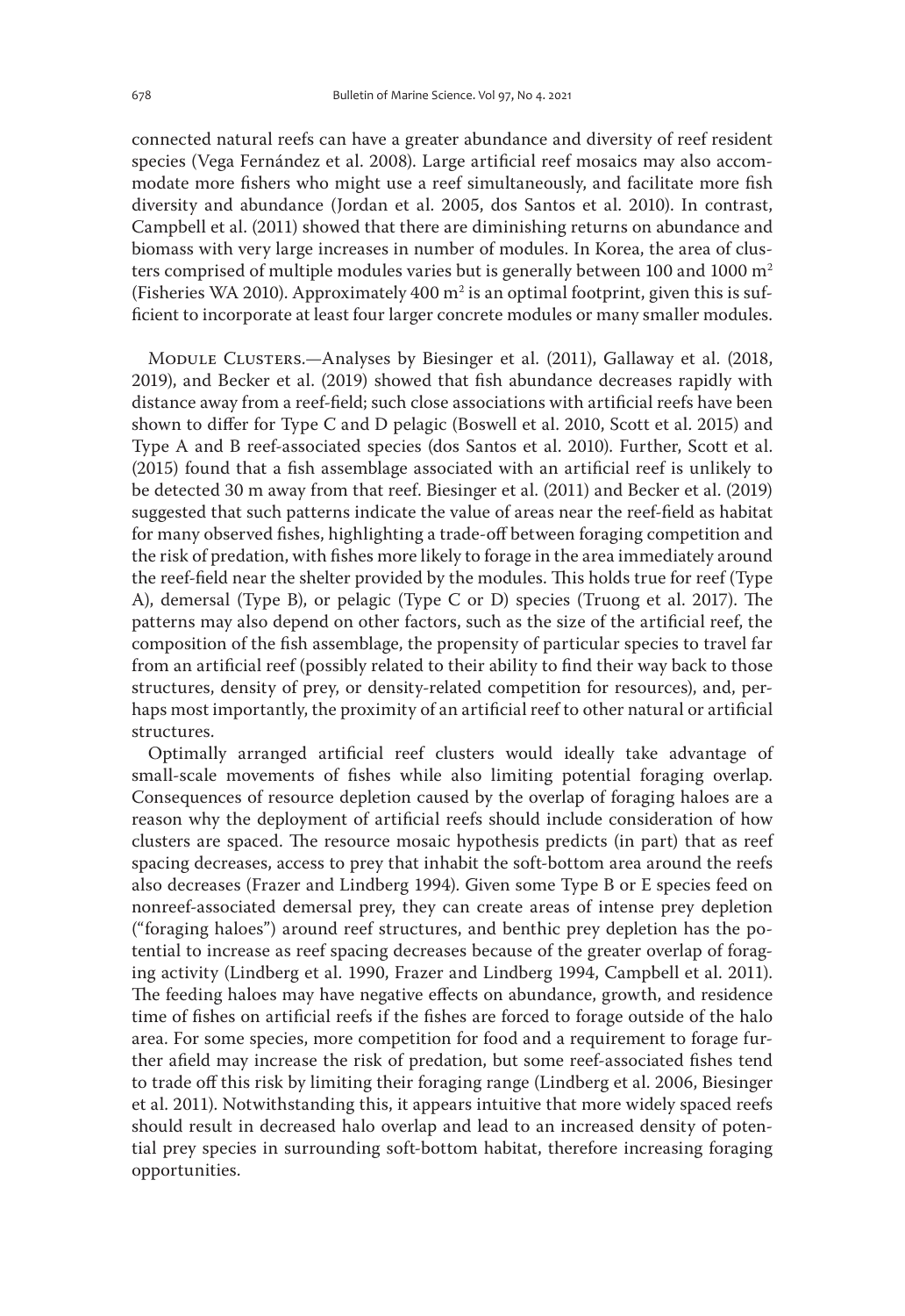connected natural reefs can have a greater abundance and diversity of reef resident species (Vega Fernández et al. 2008). Large artificial reef mosaics may also accommodate more fishers who might use a reef simultaneously, and facilitate more fish diversity and abundance (Jordan et al. 2005, dos Santos et al. 2010). In contrast, Campbell et al. (2011) showed that there are diminishing returns on abundance and biomass with very large increases in number of modules. In Korea, the area of clusters comprised of multiple modules varies but is generally between 100 and 1000 m$^2$ (Fisheries WA 2010). Approximately 400 m$^2$ is an optimal footprint, given this is sufficient to incorporate at least four larger concrete modules or many smaller modules.

Module Clusters.—Analyses by Biesinger et al. (2011), Gallaway et al. (2018, 2019), and Becker et al. (2019) showed that fish abundance decreases rapidly with distance away from a reef-field; such close associations with artificial reefs have been shown to differ for Type C and D pelagic (Boswell et al. 2010, Scott et al. 2015) and Type A and B reef-associated species (dos Santos et al. 2010). Further, Scott et al. (2015) found that a fish assemblage associated with an artificial reef is unlikely to be detected 30 m away from that reef. Biesinger et al. (2011) and Becker et al. (2019) suggested that such patterns indicate the value of areas near the reef-field as habitat for many observed fishes, highlighting a trade-off between foraging competition and the risk of predation, with fishes more likely to forage in the area immediately around the reef-field near the shelter provided by the modules. This holds true for reef (Type A), demersal (Type B), or pelagic (Type C or D) species (Truong et al. 2017). The patterns may also depend on other factors, such as the size of the artificial reef, the composition of the fish assemblage, the propensity of particular species to travel far from an artificial reef (possibly related to their ability to find their way back to those structures, density of prey, or density-related competition for resources), and, perhaps most importantly, the proximity of an artificial reef to other natural or artificial structures.

Optimally arranged artificial reef clusters would ideally take advantage of small-scale movements of fishes while also limiting potential foraging overlap. Consequences of resource depletion caused by the overlap of foraging haloes are a reason why the deployment of artificial reefs should include consideration of how clusters are spaced. The resource mosaic hypothesis predicts (in part) that as reef spacing decreases, access to prey that inhabit the soft-bottom area around the reefs also decreases (Frazer and Lindberg 1994). Given some Type B or E species feed on nonreef-associated demersal prey, they can create areas of intense prey depletion ("foraging haloes") around reef structures, and benthic prey depletion has the potential to increase as reef spacing decreases because of the greater overlap of foraging activity (Lindberg et al. 1990, Frazer and Lindberg 1994, Campbell et al. 2011). The feeding haloes may have negative effects on abundance, growth, and residence time of fishes on artificial reefs if the fishes are forced to forage outside of the halo area. For some species, more competition for food and a requirement to forage further afield may increase the risk of predation, but some reef-associated fishes tend to trade off this risk by limiting their foraging range (Lindberg et al. 2006, Biesinger et al. 2011). Notwithstanding this, it appears intuitive that more widely spaced reefs should result in decreased halo overlap and lead to an increased density of potential prey species in surrounding soft-bottom habitat, therefore increasing foraging opportunities.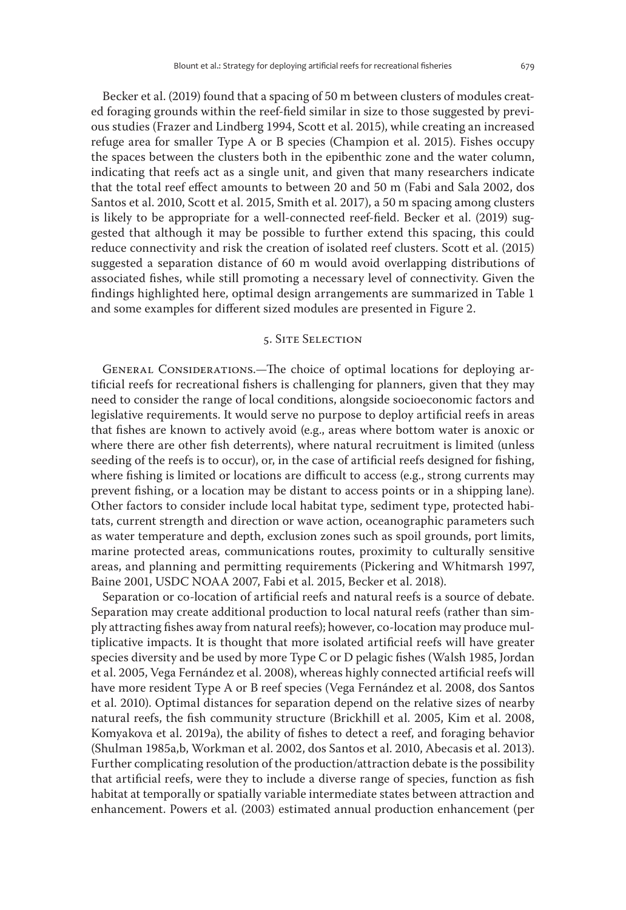Becker et al. (2019) found that a spacing of 50 m between clusters of modules created foraging grounds within the reef-field similar in size to those suggested by previous studies (Frazer and Lindberg 1994, Scott et al. 2015), while creating an increased refuge area for smaller Type A or B species (Champion et al. 2015). Fishes occupy the spaces between the clusters both in the epibenthic zone and the water column, indicating that reefs act as a single unit, and given that many researchers indicate that the total reef effect amounts to between 20 and 50 m (Fabi and Sala 2002, dos Santos et al. 2010, Scott et al. 2015, Smith et al. 2017), a 50 m spacing among clusters is likely to be appropriate for a well-connected reef-field. Becker et al. (2019) suggested that although it may be possible to further extend this spacing, this could reduce connectivity and risk the creation of isolated reef clusters. Scott et al. (2015) suggested a separation distance of 60 m would avoid overlapping distributions of associated fishes, while still promoting a necessary level of connectivity. Given the findings highlighted here, optimal design arrangements are summarized in Table 1 and some examples for different sized modules are presented in Figure 2.

## 5. Site Selection

General Considerations.—The choice of optimal locations for deploying artificial reefs for recreational fishers is challenging for planners, given that they may need to consider the range of local conditions, alongside socioeconomic factors and legislative requirements. It would serve no purpose to deploy artificial reefs in areas that fishes are known to actively avoid (e.g., areas where bottom water is anoxic or where there are other fish deterrents), where natural recruitment is limited (unless seeding of the reefs is to occur), or, in the case of artificial reefs designed for fishing, where fishing is limited or locations are difficult to access (e.g., strong currents may prevent fishing, or a location may be distant to access points or in a shipping lane). Other factors to consider include local habitat type, sediment type, protected habitats, current strength and direction or wave action, oceanographic parameters such as water temperature and depth, exclusion zones such as spoil grounds, port limits, marine protected areas, communications routes, proximity to culturally sensitive areas, and planning and permitting requirements (Pickering and Whitmarsh 1997, Baine 2001, USDC NOAA 2007, Fabi et al. 2015, Becker et al. 2018).

Separation or co-location of artificial reefs and natural reefs is a source of debate. Separation may create additional production to local natural reefs (rather than simply attracting fishes away from natural reefs); however, co-location may produce multiplicative impacts. It is thought that more isolated artificial reefs will have greater species diversity and be used by more Type C or D pelagic fishes (Walsh 1985, Jordan et al. 2005, Vega Fernández et al. 2008), whereas highly connected artificial reefs will have more resident Type A or B reef species (Vega Fernández et al. 2008, dos Santos et al. 2010). Optimal distances for separation depend on the relative sizes of nearby natural reefs, the fish community structure (Brickhill et al. 2005, Kim et al. 2008, Komyakova et al. 2019a), the ability of fishes to detect a reef, and foraging behavior (Shulman 1985a,b, Workman et al. 2002, dos Santos et al. 2010, Abecasis et al. 2013). Further complicating resolution of the production/attraction debate is the possibility that artificial reefs, were they to include a diverse range of species, function as fish habitat at temporally or spatially variable intermediate states between attraction and enhancement. Powers et al. (2003) estimated annual production enhancement (per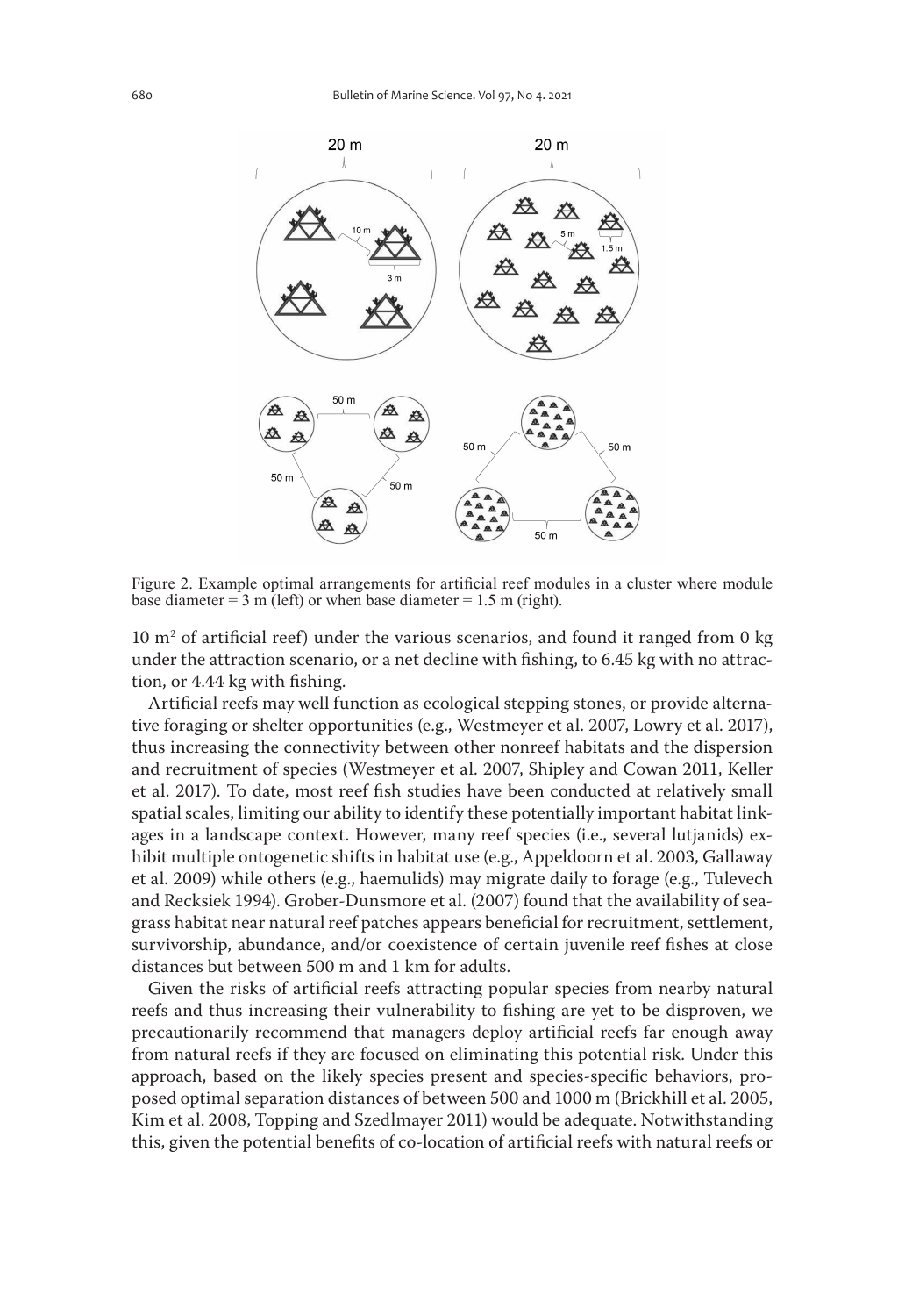Figure 2. Example optimal arrangements for artificial reef modules in a cluster where module base diameter = 3 m (left) or when base diameter = 1.5 m (right).

10 $m^2$ of artificial reef) under the various scenarios, and found it ranged from 0 kg under the attraction scenario, or a net decline with fishing, to 6.45 kg with no attraction, or 4.44 kg with fishing.

Artificial reefs may well function as ecological stepping stones, or provide alternative foraging or shelter opportunities (e.g., Westmeyer et al. 2007, Lowry et al. 2017), thus increasing the connectivity between other nonreef habitats and the dispersion and recruitment of species (Westmeyer et al. 2007, Shipley and Cowan 2011, Keller et al. 2017). To date, most reef fish studies have been conducted at relatively small spatial scales, limiting our ability to identify these potentially important habitat linkages in a landscape context. However, many reef species (i.e., several lutjanids) exhibit multiple ontogenetic shifts in habitat use (e.g., Appeldoorn et al. 2003, Gallaway et al. 2009) while others (e.g., haemulids) may migrate daily to forage (e.g., Tulevech and Recksiek 1994). Grober-Dunsmore et al. (2007) found that the availability of seagrass habitat near natural reef patches appears beneficial for recruitment, settlement, survivorship, abundance, and/or coexistence of certain juvenile reef fishes at close distances but between 500 m and 1 km for adults.

Given the risks of artificial reefs attracting popular species from nearby natural reefs and thus increasing their vulnerability to fishing are yet to be disproven, we precautionarily recommend that managers deploy artificial reefs far enough away from natural reefs if they are focused on eliminating this potential risk. Under this approach, based on the likely species present and species-specific behaviors, proposed optimal separation distances of between 500 and 1000 m (Brickhill et al. 2005, Kim et al. 2008, Topping and Szedlmayer 2011) would be adequate. Notwithstanding this, given the potential benefits of co-location of artificial reefs with natural reefs or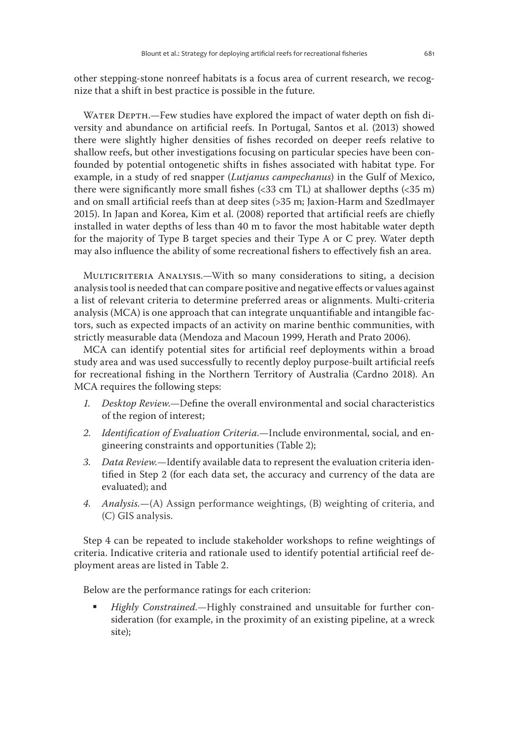other stepping-stone nonreef habitats is a focus area of current research, we recognize that a shift in best practice is possible in the future.

Water Depth.—Few studies have explored the impact of water depth on fish diversity and abundance on artificial reefs. In Portugal, Santos et al. (2013) showed there were slightly higher densities of fishes recorded on deeper reefs relative to shallow reefs, but other investigations focusing on particular species have been confounded by potential ontogenetic shifts in fishes associated with habitat type. For example, in a study of red snapper (*Lutjanus campechanus*) in the Gulf of Mexico, there were significantly more small fishes (<33 cm TL) at shallower depths (<35 m) and on small artificial reefs than at deep sites (>35 m; Jaxion-Harm and Szedlmayer 2015). In Japan and Korea, Kim et al. (2008) reported that artificial reefs are chiefly installed in water depths of less than 40 m to favor the most habitable water depth for the majority of Type B target species and their Type A or C prey. Water depth may also influence the ability of some recreational fishers to effectively fish an area.

Multicriteria Analysis.—With so many considerations to siting, a decision analysis tool is needed that can compare positive and negative effects or values against a list of relevant criteria to determine preferred areas or alignments. Multi-criteria analysis (MCA) is one approach that can integrate unquantifiable and intangible factors, such as expected impacts of an activity on marine benthic communities, with strictly measurable data (Mendoza and Macoun 1999, Herath and Prato 2006).

MCA can identify potential sites for artificial reef deployments within a broad study area and was used successfully to recently deploy purpose-built artificial reefs for recreational fishing in the Northern Territory of Australia (Cardno 2018). An MCA requires the following steps:

1. *Desktop Review.*—Define the overall environmental and social characteristics of the region of interest;
2. *Identification of Evaluation Criteria.*—Include environmental, social, and engineering constraints and opportunities (Table 2);
3. *Data Review.*—Identify available data to represent the evaluation criteria identified in Step 2 (for each data set, the accuracy and currency of the data are evaluated); and
4. *Analysis.*—(A) Assign performance weightings, (B) weighting of criteria, and (C) GIS analysis.

Step 4 can be repeated to include stakeholder workshops to refine weightings of criteria. Indicative criteria and rationale used to identify potential artificial reef deployment areas are listed in Table 2.

Below are the performance ratings for each criterion:

- *Highly Constrained.*—Highly constrained and unsuitable for further consideration (for example, in the proximity of an existing pipeline, at a wreck site);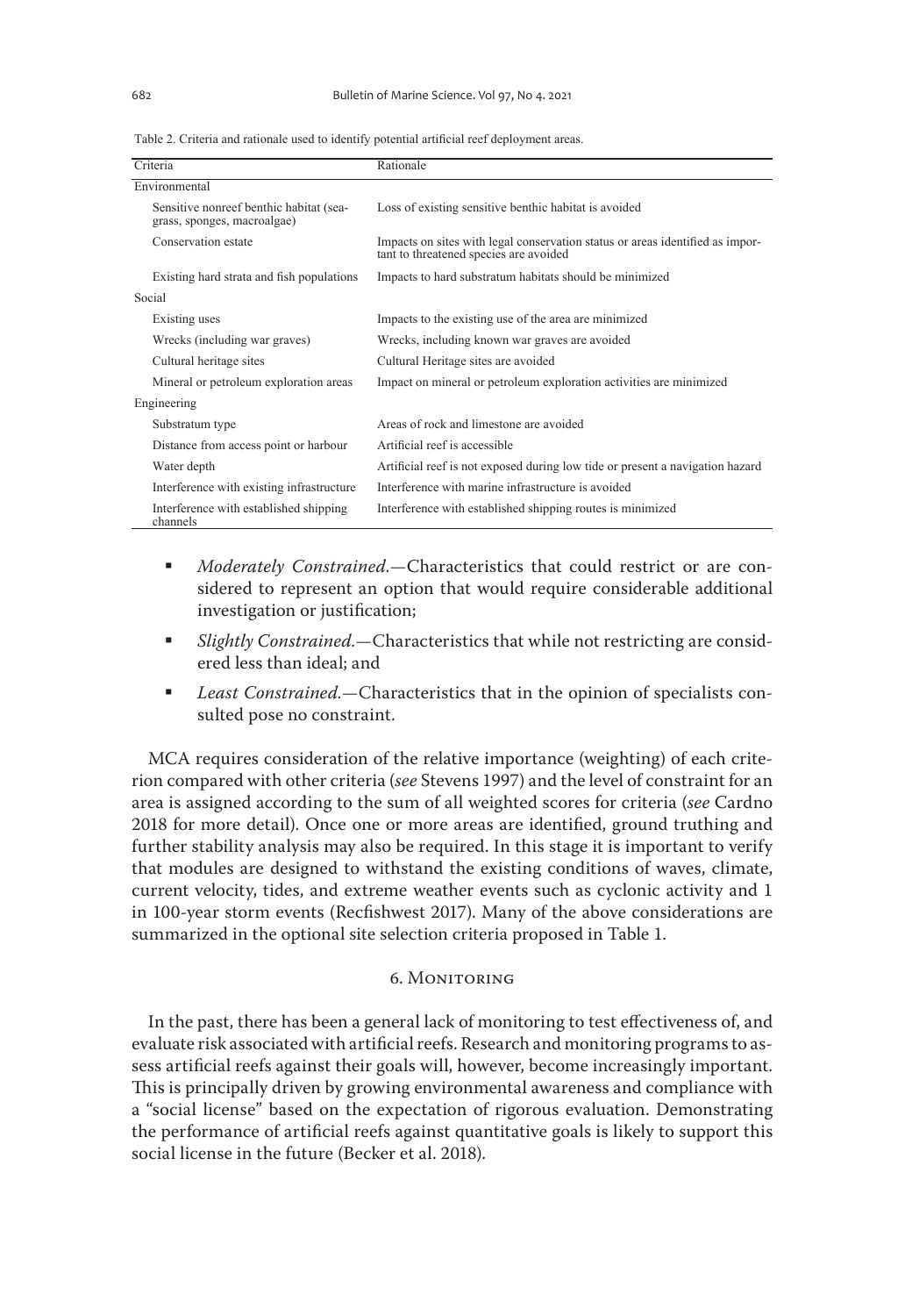Table 2. Criteria and rationale used to identify potential artificial reef deployment areas.

| Criteria | Rationale |
|---|---|
| Environmental | |
| Sensitive nonreef benthic habitat (seagrass, sponges, macroalgae) | Loss of existing sensitive benthic habitat is avoided |
| Conservation estate | Impacts on sites with legal conservation status or areas identified as important to threatened species are avoided |
| Existing hard strata and fish populations | Impacts to hard substratum habitats should be minimized |
| Social | |
| Existing uses | Impacts to the existing use of the area are minimized |
| Wrecks (including war graves) | Wrecks, including known war graves are avoided |
| Cultural heritage sites | Cultural Heritage sites are avoided |
| Mineral or petroleum exploration areas | Impact on mineral or petroleum exploration activities are minimized |
| Engineering | |
| Substratum type | Areas of rock and limestone are avoided |
| Distance from access point or harbour | Artificial reef is accessible |
| Water depth | Artificial reef is not exposed during low tide or present a navigation hazard |
| Interference with existing infrastructure | Interference with marine infrastructure is avoided |
| Interference with established shipping channels | Interference with established shipping routes is minimized |

- *Moderately Constrained.*—Characteristics that could restrict or are considered to represent an option that would require considerable additional investigation or justification;
- *Slightly Constrained.*—Characteristics that while not restricting are considered less than ideal; and
- *Least Constrained.*—Characteristics that in the opinion of specialists consulted pose no constraint.

MCA requires consideration of the relative importance (weighting) of each criterion compared with other criteria (*see* Stevens 1997) and the level of constraint for an area is assigned according to the sum of all weighted scores for criteria (*see* Cardno 2018 for more detail). Once one or more areas are identified, ground truthing and further stability analysis may also be required. In this stage it is important to verify that modules are designed to withstand the existing conditions of waves, climate, current velocity, tides, and extreme weather events such as cyclonic activity and 1 in 100-year storm events (Recfishwest 2017). Many of the above considerations are summarized in the optional site selection criteria proposed in Table 1.

## 6. Monitoring

In the past, there has been a general lack of monitoring to test effectiveness of, and evaluate risk associated with artificial reefs. Research and monitoring programs to assess artificial reefs against their goals will, however, become increasingly important. This is principally driven by growing environmental awareness and compliance with a "social license" based on the expectation of rigorous evaluation. Demonstrating the performance of artificial reefs against quantitative goals is likely to support this social license in the future (Becker et al. 2018).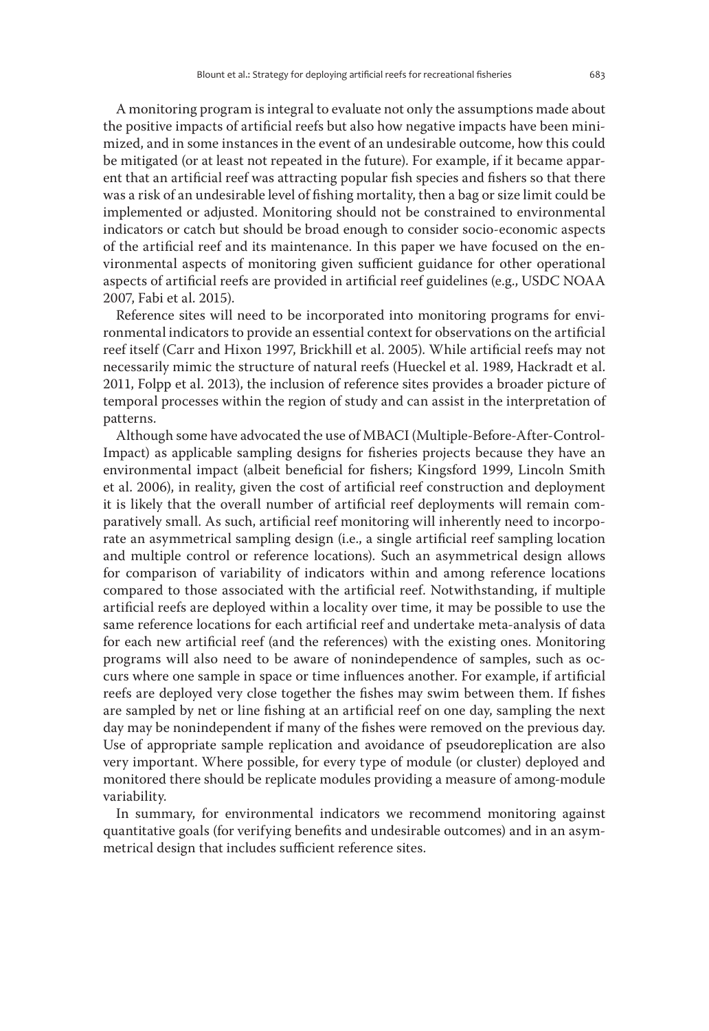A monitoring program is integral to evaluate not only the assumptions made about the positive impacts of artificial reefs but also how negative impacts have been minimized, and in some instances in the event of an undesirable outcome, how this could be mitigated (or at least not repeated in the future). For example, if it became apparent that an artificial reef was attracting popular fish species and fishers so that there was a risk of an undesirable level of fishing mortality, then a bag or size limit could be implemented or adjusted. Monitoring should not be constrained to environmental indicators or catch but should be broad enough to consider socio-economic aspects of the artificial reef and its maintenance. In this paper we have focused on the environmental aspects of monitoring given sufficient guidance for other operational aspects of artificial reefs are provided in artificial reef guidelines (e.g., USDC NOAA 2007, Fabi et al. 2015).

Reference sites will need to be incorporated into monitoring programs for environmental indicators to provide an essential context for observations on the artificial reef itself (Carr and Hixon 1997, Brickhill et al. 2005). While artificial reefs may not necessarily mimic the structure of natural reefs (Hueckel et al. 1989, Hackradt et al. 2011, Folpp et al. 2013), the inclusion of reference sites provides a broader picture of temporal processes within the region of study and can assist in the interpretation of patterns.

Although some have advocated the use of MBACI (Multiple-Before-After-Control-Impact) as applicable sampling designs for fisheries projects because they have an environmental impact (albeit beneficial for fishers; Kingsford 1999, Lincoln Smith et al. 2006), in reality, given the cost of artificial reef construction and deployment it is likely that the overall number of artificial reef deployments will remain comparatively small. As such, artificial reef monitoring will inherently need to incorporate an asymmetrical sampling design (i.e., a single artificial reef sampling location and multiple control or reference locations). Such an asymmetrical design allows for comparison of variability of indicators within and among reference locations compared to those associated with the artificial reef. Notwithstanding, if multiple artificial reefs are deployed within a locality over time, it may be possible to use the same reference locations for each artificial reef and undertake meta-analysis of data for each new artificial reef (and the references) with the existing ones. Monitoring programs will also need to be aware of nonindependence of samples, such as occurs where one sample in space or time influences another. For example, if artificial reefs are deployed very close together the fishes may swim between them. If fishes are sampled by net or line fishing at an artificial reef on one day, sampling the next day may be nonindependent if many of the fishes were removed on the previous day. Use of appropriate sample replication and avoidance of pseudoreplication are also very important. Where possible, for every type of module (or cluster) deployed and monitored there should be replicate modules providing a measure of among-module variability.

In summary, for environmental indicators we recommend monitoring against quantitative goals (for verifying benefits and undesirable outcomes) and in an asymmetrical design that includes sufficient reference sites.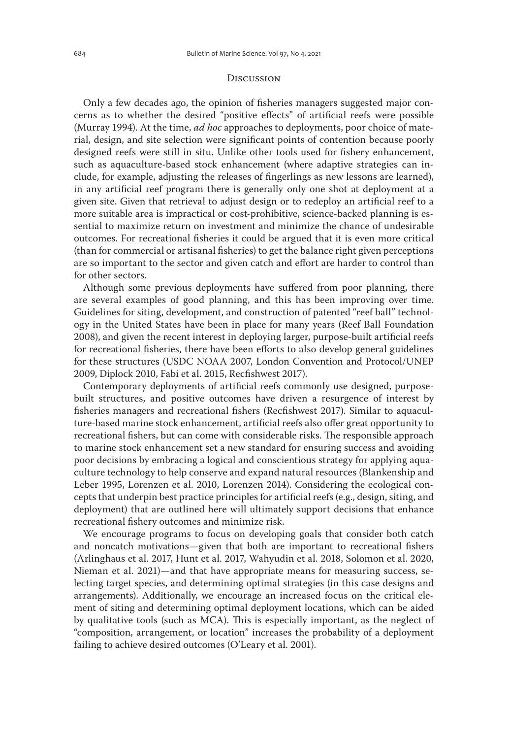## Discussion

Only a few decades ago, the opinion of fisheries managers suggested major concerns as to whether the desired "positive effects" of artificial reefs were possible (Murray 1994). At the time, *ad hoc* approaches to deployments, poor choice of material, design, and site selection were significant points of contention because poorly designed reefs were still in situ. Unlike other tools used for fishery enhancement, such as aquaculture-based stock enhancement (where adaptive strategies can include, for example, adjusting the releases of fingerlings as new lessons are learned), in any artificial reef program there is generally only one shot at deployment at a given site. Given that retrieval to adjust design or to redeploy an artificial reef to a more suitable area is impractical or cost-prohibitive, science-backed planning is essential to maximize return on investment and minimize the chance of undesirable outcomes. For recreational fisheries it could be argued that it is even more critical (than for commercial or artisanal fisheries) to get the balance right given perceptions are so important to the sector and given catch and effort are harder to control than for other sectors.

Although some previous deployments have suffered from poor planning, there are several examples of good planning, and this has been improving over time. Guidelines for siting, development, and construction of patented "reef ball" technology in the United States have been in place for many years (Reef Ball Foundation 2008), and given the recent interest in deploying larger, purpose-built artificial reefs for recreational fisheries, there have been efforts to also develop general guidelines for these structures (USDC NOAA 2007, London Convention and Protocol/UNEP 2009, Diplock 2010, Fabi et al. 2015, Recfishwest 2017).

Contemporary deployments of artificial reefs commonly use designed, purpose-built structures, and positive outcomes have driven a resurgence of interest by fisheries managers and recreational fishers (Recfishwest 2017). Similar to aquaculture-based marine stock enhancement, artificial reefs also offer great opportunity to recreational fishers, but can come with considerable risks. The responsible approach to marine stock enhancement set a new standard for ensuring success and avoiding poor decisions by embracing a logical and conscientious strategy for applying aquaculture technology to help conserve and expand natural resources (Blankenship and Leber 1995, Lorenzen et al. 2010, Lorenzen 2014). Considering the ecological concepts that underpin best practice principles for artificial reefs (e.g., design, siting, and deployment) that are outlined here will ultimately support decisions that enhance recreational fishery outcomes and minimize risk.

We encourage programs to focus on developing goals that consider both catch and noncatch motivations—given that both are important to recreational fishers (Arlinghaus et al. 2017, Hunt et al. 2017, Wahyudin et al. 2018, Solomon et al. 2020, Nieman et al. 2021)—and that have appropriate means for measuring success, selecting target species, and determining optimal strategies (in this case designs and arrangements). Additionally, we encourage an increased focus on the critical element of siting and determining optimal deployment locations, which can be aided by qualitative tools (such as MCA). This is especially important, as the neglect of "composition, arrangement, or location" increases the probability of a deployment failing to achieve desired outcomes (O'Leary et al. 2001).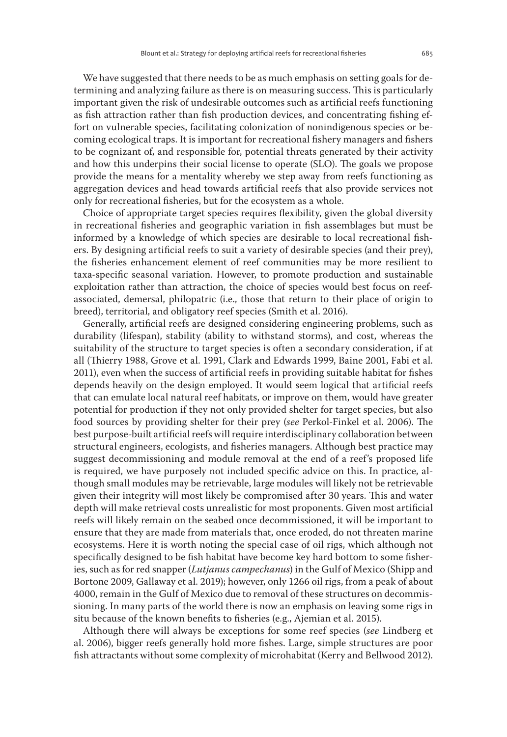We have suggested that there needs to be as much emphasis on setting goals for determining and analyzing failure as there is on measuring success. This is particularly important given the risk of undesirable outcomes such as artificial reefs functioning as fish attraction rather than fish production devices, and concentrating fishing effort on vulnerable species, facilitating colonization of nonindigenous species or becoming ecological traps. It is important for recreational fishery managers and fishers to be cognizant of, and responsible for, potential threats generated by their activity and how this underpins their social license to operate (SLO). The goals we propose provide the means for a mentality whereby we step away from reefs functioning as aggregation devices and head towards artificial reefs that also provide services not only for recreational fisheries, but for the ecosystem as a whole.

Choice of appropriate target species requires flexibility, given the global diversity in recreational fisheries and geographic variation in fish assemblages but must be informed by a knowledge of which species are desirable to local recreational fishers. By designing artificial reefs to suit a variety of desirable species (and their prey), the fisheries enhancement element of reef communities may be more resilient to taxa-specific seasonal variation. However, to promote production and sustainable exploitation rather than attraction, the choice of species would best focus on reef-associated, demersal, philopatric (i.e., those that return to their place of origin to breed), territorial, and obligatory reef species (Smith et al. 2016).

Generally, artificial reefs are designed considering engineering problems, such as durability (lifespan), stability (ability to withstand storms), and cost, whereas the suitability of the structure to target species is often a secondary consideration, if at all (Thierry 1988, Grove et al. 1991, Clark and Edwards 1999, Baine 2001, Fabi et al. 2011), even when the success of artificial reefs in providing suitable habitat for fishes depends heavily on the design employed. It would seem logical that artificial reefs that can emulate local natural reef habitats, or improve on them, would have greater potential for production if they not only provided shelter for target species, but also food sources by providing shelter for their prey (*see* Perkol-Finkel et al. 2006). The best purpose-built artificial reefs will require interdisciplinary collaboration between structural engineers, ecologists, and fisheries managers. Although best practice may suggest decommissioning and module removal at the end of a reef's proposed life is required, we have purposely not included specific advice on this. In practice, although small modules may be retrievable, large modules will likely not be retrievable given their integrity will most likely be compromised after 30 years. This and water depth will make retrieval costs unrealistic for most proponents. Given most artificial reefs will likely remain on the seabed once decommissioned, it will be important to ensure that they are made from materials that, once eroded, do not threaten marine ecosystems. Here it is worth noting the special case of oil rigs, which although not specifically designed to be fish habitat have become key hard bottom to some fisheries, such as for red snapper (*Lutjanus campechanus*) in the Gulf of Mexico (Shipp and Bortone 2009, Gallaway et al. 2019); however, only 1266 oil rigs, from a peak of about 4000, remain in the Gulf of Mexico due to removal of these structures on decommissioning. In many parts of the world there is now an emphasis on leaving some rigs in situ because of the known benefits to fisheries (e.g., Ajemian et al. 2015).

Although there will always be exceptions for some reef species (*see* Lindberg et al. 2006), bigger reefs generally hold more fishes. Large, simple structures are poor fish attractants without some complexity of microhabitat (Kerry and Bellwood 2012).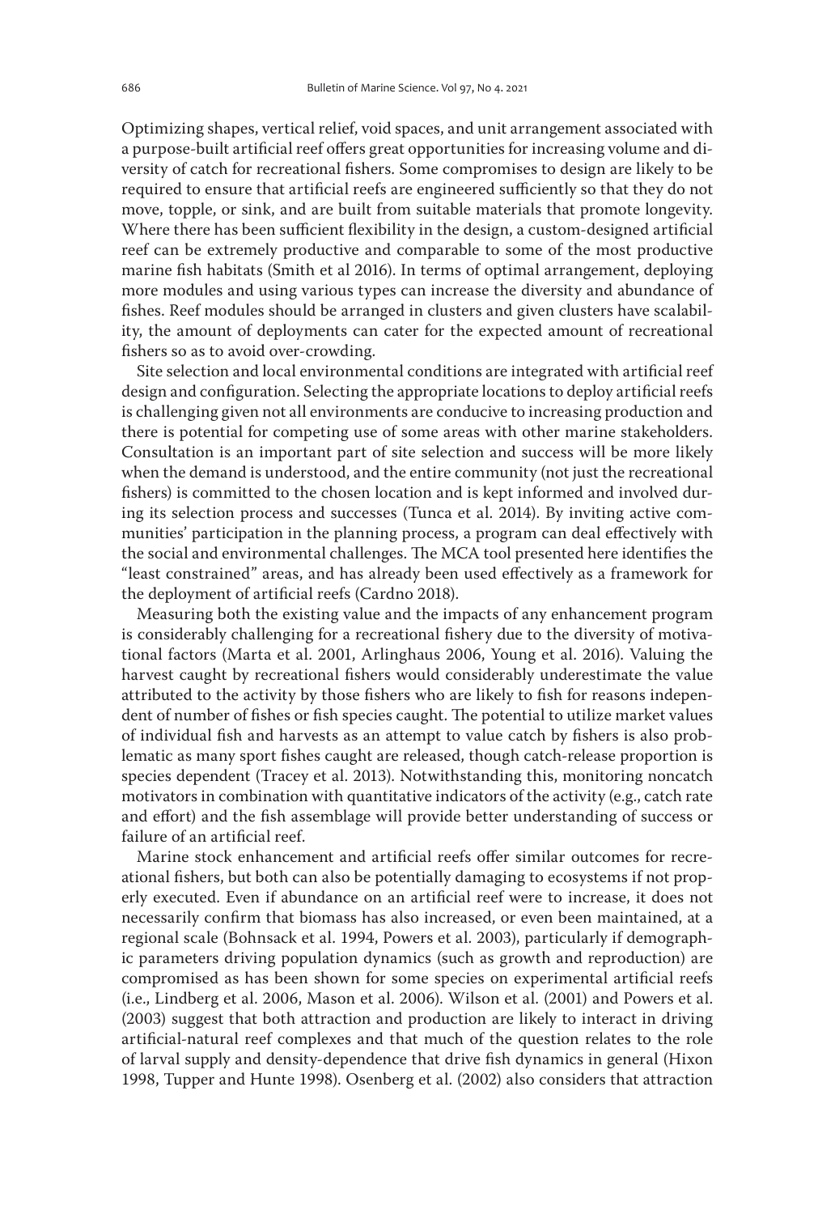Optimizing shapes, vertical relief, void spaces, and unit arrangement associated with a purpose-built artificial reef offers great opportunities for increasing volume and diversity of catch for recreational fishers. Some compromises to design are likely to be required to ensure that artificial reefs are engineered sufficiently so that they do not move, topple, or sink, and are built from suitable materials that promote longevity. Where there has been sufficient flexibility in the design, a custom-designed artificial reef can be extremely productive and comparable to some of the most productive marine fish habitats (Smith et al 2016). In terms of optimal arrangement, deploying more modules and using various types can increase the diversity and abundance of fishes. Reef modules should be arranged in clusters and given clusters have scalability, the amount of deployments can cater for the expected amount of recreational fishers so as to avoid over-crowding.

Site selection and local environmental conditions are integrated with artificial reef design and configuration. Selecting the appropriate locations to deploy artificial reefs is challenging given not all environments are conducive to increasing production and there is potential for competing use of some areas with other marine stakeholders. Consultation is an important part of site selection and success will be more likely when the demand is understood, and the entire community (not just the recreational fishers) is committed to the chosen location and is kept informed and involved during its selection process and successes (Tunca et al. 2014). By inviting active communities' participation in the planning process, a program can deal effectively with the social and environmental challenges. The MCA tool presented here identifies the "least constrained" areas, and has already been used effectively as a framework for the deployment of artificial reefs (Cardno 2018).

Measuring both the existing value and the impacts of any enhancement program is considerably challenging for a recreational fishery due to the diversity of motivational factors (Marta et al. 2001, Arlinghaus 2006, Young et al. 2016). Valuing the harvest caught by recreational fishers would considerably underestimate the value attributed to the activity by those fishers who are likely to fish for reasons independent of number of fishes or fish species caught. The potential to utilize market values of individual fish and harvests as an attempt to value catch by fishers is also problematic as many sport fishes caught are released, though catch-release proportion is species dependent (Tracey et al. 2013). Notwithstanding this, monitoring noncatch motivators in combination with quantitative indicators of the activity (e.g., catch rate and effort) and the fish assemblage will provide better understanding of success or failure of an artificial reef.

Marine stock enhancement and artificial reefs offer similar outcomes for recreational fishers, but both can also be potentially damaging to ecosystems if not properly executed. Even if abundance on an artificial reef were to increase, it does not necessarily confirm that biomass has also increased, or even been maintained, at a regional scale (Bohnsack et al. 1994, Powers et al. 2003), particularly if demographic parameters driving population dynamics (such as growth and reproduction) are compromised as has been shown for some species on experimental artificial reefs (i.e., Lindberg et al. 2006, Mason et al. 2006). Wilson et al. (2001) and Powers et al. (2003) suggest that both attraction and production are likely to interact in driving artificial-natural reef complexes and that much of the question relates to the role of larval supply and density-dependence that drive fish dynamics in general (Hixon 1998, Tupper and Hunte 1998). Osenberg et al. (2002) also considers that attraction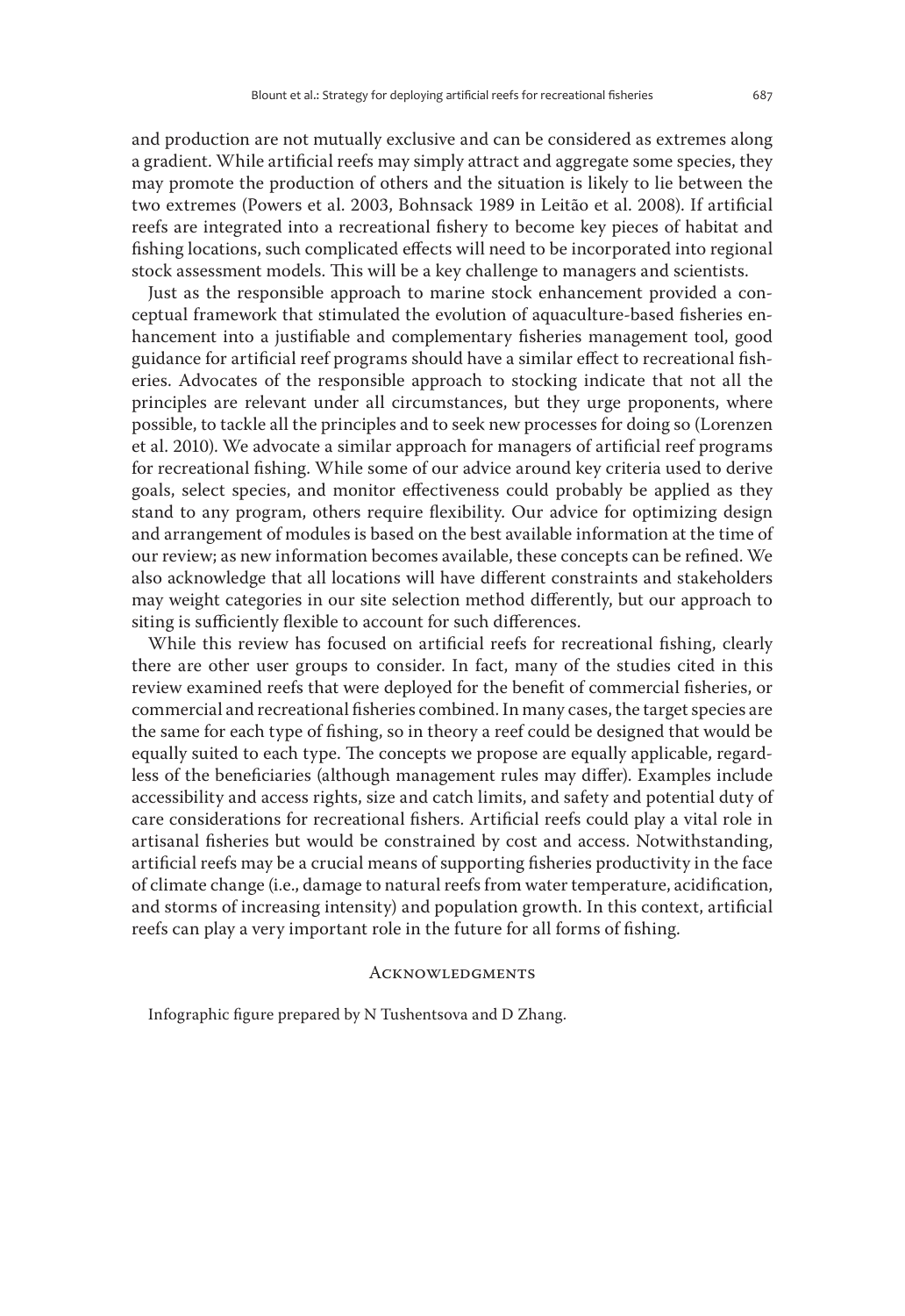and production are not mutually exclusive and can be considered as extremes along a gradient. While artificial reefs may simply attract and aggregate some species, they may promote the production of others and the situation is likely to lie between the two extremes (Powers et al. 2003, Bohnsack 1989 in Leitão et al. 2008). If artificial reefs are integrated into a recreational fishery to become key pieces of habitat and fishing locations, such complicated effects will need to be incorporated into regional stock assessment models. This will be a key challenge to managers and scientists.

Just as the responsible approach to marine stock enhancement provided a conceptual framework that stimulated the evolution of aquaculture-based fisheries enhancement into a justifiable and complementary fisheries management tool, good guidance for artificial reef programs should have a similar effect to recreational fisheries. Advocates of the responsible approach to stocking indicate that not all the principles are relevant under all circumstances, but they urge proponents, where possible, to tackle all the principles and to seek new processes for doing so (Lorenzen et al. 2010). We advocate a similar approach for managers of artificial reef programs for recreational fishing. While some of our advice around key criteria used to derive goals, select species, and monitor effectiveness could probably be applied as they stand to any program, others require flexibility. Our advice for optimizing design and arrangement of modules is based on the best available information at the time of our review; as new information becomes available, these concepts can be refined. We also acknowledge that all locations will have different constraints and stakeholders may weight categories in our site selection method differently, but our approach to siting is sufficiently flexible to account for such differences.

While this review has focused on artificial reefs for recreational fishing, clearly there are other user groups to consider. In fact, many of the studies cited in this review examined reefs that were deployed for the benefit of commercial fisheries, or commercial and recreational fisheries combined. In many cases, the target species are the same for each type of fishing, so in theory a reef could be designed that would be equally suited to each type. The concepts we propose are equally applicable, regardless of the beneficiaries (although management rules may differ). Examples include accessibility and access rights, size and catch limits, and safety and potential duty of care considerations for recreational fishers. Artificial reefs could play a vital role in artisanal fisheries but would be constrained by cost and access. Notwithstanding, artificial reefs may be a crucial means of supporting fisheries productivity in the face of climate change (i.e., damage to natural reefs from water temperature, acidification, and storms of increasing intensity) and population growth. In this context, artificial reefs can play a very important role in the future for all forms of fishing.

## Acknowledgments

Infographic figure prepared by N Tushentsova and D Zhang.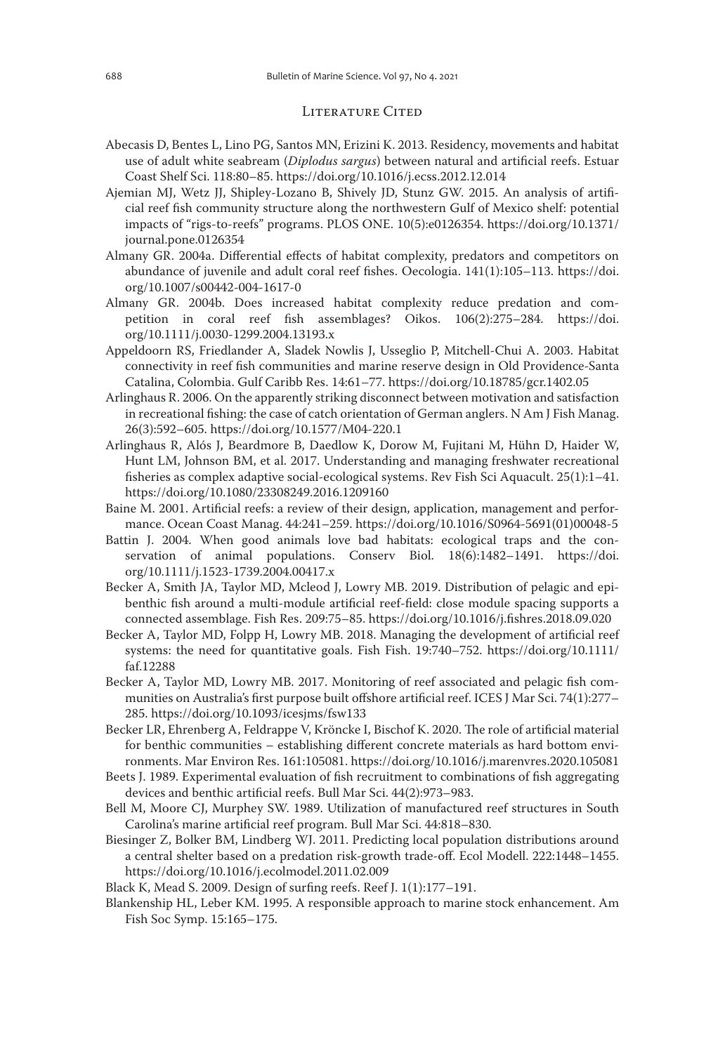## Literature Cited

Abecasis D, Bentes L, Lino PG, Santos MN, Erizini K. 2013. Residency, movements and habitat use of adult white seabream (*Diplodus sargus*) between natural and artificial reefs. Estuar Coast Shelf Sci. 118:80–85. https://doi.org/10.1016/j.ecss.2012.12.014

Ajemian MJ, Wetz JJ, Shipley-Lozano B, Shively JD, Stunz GW. 2015. An analysis of artificial reef fish community structure along the northwestern Gulf of Mexico shelf: potential impacts of "rigs-to-reefs" programs. PLOS ONE. 10(5):e0126354. https://doi.org/10.1371/journal.pone.0126354

Almany GR. 2004a. Differential effects of habitat complexity, predators and competitors on abundance of juvenile and adult coral reef fishes. Oecologia. 141(1):105–113. https://doi.org/10.1007/s00442-004-1617-0

Almany GR. 2004b. Does increased habitat complexity reduce predation and competition in coral reef fish assemblages? Oikos. 106(2):275–284. https://doi.org/10.1111/j.0030-1299.2004.13193.x

Appeldoorn RS, Friedlander A, Sladek Nowlis J, Usseglio P, Mitchell-Chui A. 2003. Habitat connectivity in reef fish communities and marine reserve design in Old Providence-Santa Catalina, Colombia. Gulf Caribb Res. 14:61–77. https://doi.org/10.18785/gcr.1402.05

Arlinghaus R. 2006. On the apparently striking disconnect between motivation and satisfaction in recreational fishing: the case of catch orientation of German anglers. N Am J Fish Manag. 26(3):592–605. https://doi.org/10.1577/M04-220.1

Arlinghaus R, Alós J, Beardmore B, Daedlow K, Dorow M, Fujitani M, Hühn D, Haider W, Hunt LM, Johnson BM, et al. 2017. Understanding and managing freshwater recreational fisheries as complex adaptive social-ecological systems. Rev Fish Sci Aquacult. 25(1):1–41. https://doi.org/10.1080/23308249.2016.1209160

Baine M. 2001. Artificial reefs: a review of their design, application, management and performance. Ocean Coast Manag. 44:241–259. https://doi.org/10.1016/S0964-5691(01)00048-5

Battin J. 2004. When good animals love bad habitats: ecological traps and the conservation of animal populations. Conserv Biol. 18(6):1482–1491. https://doi.org/10.1111/j.1523-1739.2004.00417.x

Becker A, Smith JA, Taylor MD, Mcleod J, Lowry MB. 2019. Distribution of pelagic and epibenthic fish around a multi-module artificial reef-field: close module spacing supports a connected assemblage. Fish Res. 209:75–85. https://doi.org/10.1016/j.fishres.2018.09.020

Becker A, Taylor MD, Folpp H, Lowry MB. 2018. Managing the development of artificial reef systems: the need for quantitative goals. Fish Fish. 19:740–752. https://doi.org/10.1111/faf.12288

Becker A, Taylor MD, Lowry MB. 2017. Monitoring of reef associated and pelagic fish communities on Australia's first purpose built offshore artificial reef. ICES J Mar Sci. 74(1):277–285. https://doi.org/10.1093/icesjms/fsw133

Becker LR, Ehrenberg A, Feldrappe V, Kröncke I, Bischof K. 2020. The role of artificial material for benthic communities – establishing different concrete materials as hard bottom environments. Mar Environ Res. 161:105081. https://doi.org/10.1016/j.marenvres.2020.105081

Beets J. 1989. Experimental evaluation of fish recruitment to combinations of fish aggregating devices and benthic artificial reefs. Bull Mar Sci. 44(2):973–983.

Bell M, Moore CJ, Murphey SW. 1989. Utilization of manufactured reef structures in South Carolina's marine artificial reef program. Bull Mar Sci. 44:818–830.

Biesinger Z, Bolker BM, Lindberg WJ. 2011. Predicting local population distributions around a central shelter based on a predation risk-growth trade-off. Ecol Modell. 222:1448–1455. https://doi.org/10.1016/j.ecolmodel.2011.02.009

Black K, Mead S. 2009. Design of surfing reefs. Reef J. 1(1):177–191.

Blankenship HL, Leber KM. 1995. A responsible approach to marine stock enhancement. Am Fish Soc Symp. 15:165–175.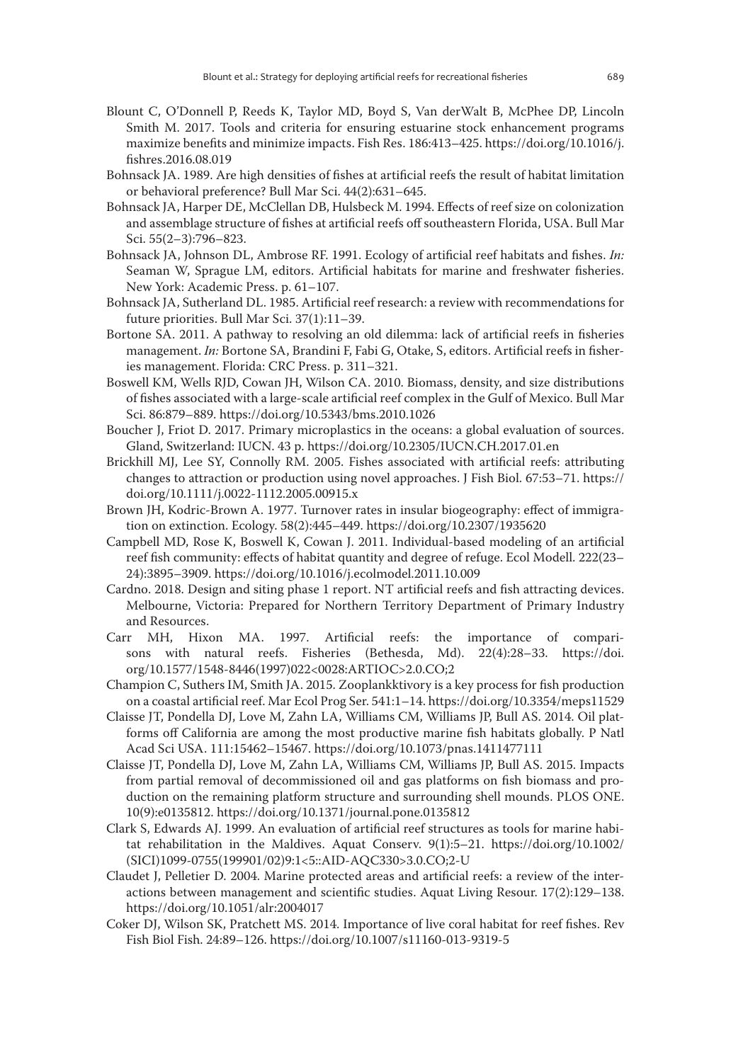Blount C, O'Donnell P, Reeds K, Taylor MD, Boyd S, Van derWalt B, McPhee DP, Lincoln Smith M. 2017. Tools and criteria for ensuring estuarine stock enhancement programs maximize benefits and minimize impacts. Fish Res. 186:413–425. https://doi.org/10.1016/j.fishres.2016.08.019

Bohnsack JA. 1989. Are high densities of fishes at artificial reefs the result of habitat limitation or behavioral preference? Bull Mar Sci. 44(2):631–645.

Bohnsack JA, Harper DE, McClellan DB, Hulsbeck M. 1994. Effects of reef size on colonization and assemblage structure of fishes at artificial reefs off southeastern Florida, USA. Bull Mar Sci. 55(2–3):796–823.

Bohnsack JA, Johnson DL, Ambrose RF. 1991. Ecology of artificial reef habitats and fishes. *In:* Seaman W, Sprague LM, editors. Artificial habitats for marine and freshwater fisheries. New York: Academic Press. p. 61–107.

Bohnsack JA, Sutherland DL. 1985. Artificial reef research: a review with recommendations for future priorities. Bull Mar Sci. 37(1):11–39.

Bortone SA. 2011. A pathway to resolving an old dilemma: lack of artificial reefs in fisheries management. *In:* Bortone SA, Brandini F, Fabi G, Otake, S, editors. Artificial reefs in fisheries management. Florida: CRC Press. p. 311–321.

Boswell KM, Wells RJD, Cowan JH, Wilson CA. 2010. Biomass, density, and size distributions of fishes associated with a large-scale artificial reef complex in the Gulf of Mexico. Bull Mar Sci. 86:879–889. https://doi.org/10.5343/bms.2010.1026

Boucher J, Friot D. 2017. Primary microplastics in the oceans: a global evaluation of sources. Gland, Switzerland: IUCN. 43 p. https://doi.org/10.2305/IUCN.CH.2017.01.en

Brickhill MJ, Lee SY, Connolly RM. 2005. Fishes associated with artificial reefs: attributing changes to attraction or production using novel approaches. J Fish Biol. 67:53–71. https://doi.org/10.1111/j.0022-1112.2005.00915.x

Brown JH, Kodric-Brown A. 1977. Turnover rates in insular biogeography: effect of immigration on extinction. Ecology. 58(2):445–449. https://doi.org/10.2307/1935620

Campbell MD, Rose K, Boswell K, Cowan J. 2011. Individual-based modeling of an artificial reef fish community: effects of habitat quantity and degree of refuge. Ecol Modell. 222(23–24):3895–3909. https://doi.org/10.1016/j.ecolmodel.2011.10.009

Cardno. 2018. Design and siting phase 1 report. NT artificial reefs and fish attracting devices. Melbourne, Victoria: Prepared for Northern Territory Department of Primary Industry and Resources.

Carr MH, Hixon MA. 1997. Artificial reefs: the importance of comparisons with natural reefs. Fisheries (Bethesda, Md). 22(4):28–33. https://doi.org/10.1577/1548-8446(1997)022<0028:ARTIOC>2.0.CO;2

Champion C, Suthers IM, Smith JA. 2015. Zooplankktivory is a key process for fish production on a coastal artificial reef. Mar Ecol Prog Ser. 541:1–14. https://doi.org/10.3354/meps11529

Claisse JT, Pondella DJ, Love M, Zahn LA, Williams CM, Williams JP, Bull AS. 2014. Oil platforms off California are among the most productive marine fish habitats globally. P Natl Acad Sci USA. 111:15462–15467. https://doi.org/10.1073/pnas.1411477111

Claisse JT, Pondella DJ, Love M, Zahn LA, Williams CM, Williams JP, Bull AS. 2015. Impacts from partial removal of decommissioned oil and gas platforms on fish biomass and production on the remaining platform structure and surrounding shell mounds. PLOS ONE. 10(9):e0135812. https://doi.org/10.1371/journal.pone.0135812

Clark S, Edwards AJ. 1999. An evaluation of artificial reef structures as tools for marine habitat rehabilitation in the Maldives. Aquat Conserv. 9(1):5–21. https://doi.org/10.1002/(SICI)1099-0755(199901/02)9:1<5::AID-AQC330>3.0.CO;2-U

Claudet J, Pelletier D. 2004. Marine protected areas and artificial reefs: a review of the interactions between management and scientific studies. Aquat Living Resour. 17(2):129–138. https://doi.org/10.1051/alr:2004017

Coker DJ, Wilson SK, Pratchett MS. 2014. Importance of live coral habitat for reef fishes. Rev Fish Biol Fish. 24:89–126. https://doi.org/10.1007/s11160-013-9319-5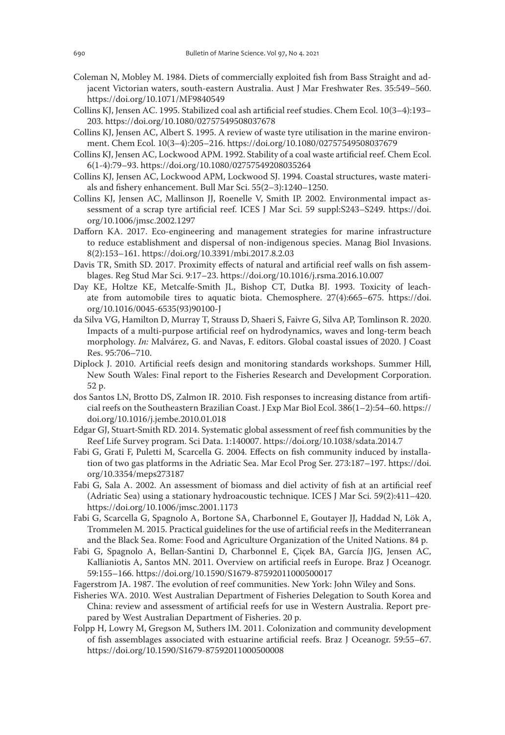Coleman N, Mobley M. 1984. Diets of commercially exploited fish from Bass Straight and adjacent Victorian waters, south-eastern Australia. Aust J Mar Freshwater Res. 35:549–560. https://doi.org/10.1071/MF9840549

Collins KJ, Jensen AC. 1995. Stabilized coal ash artificial reef studies. Chem Ecol. 10(3–4):193–203. https://doi.org/10.1080/02757549508037678

Collins KJ, Jensen AC, Albert S. 1995. A review of waste tyre utilisation in the marine environment. Chem Ecol. 10(3–4):205–216. https://doi.org/10.1080/02757549508037679

Collins KJ, Jensen AC, Lockwood APM. 1992. Stability of a coal waste artificial reef. Chem Ecol. 6(1-4):79–93. https://doi.org/10.1080/02757549208035264

Collins KJ, Jensen AC, Lockwood APM, Lockwood SJ. 1994. Coastal structures, waste materials and fishery enhancement. Bull Mar Sci. 55(2–3):1240–1250.

Collins KJ, Jensen AC, Mallinson JJ, Roenelle V, Smith IP. 2002. Environmental impact assessment of a scrap tyre artificial reef. ICES J Mar Sci. 59 suppl:S243–S249. https://doi.org/10.1006/jmsc.2002.1297

Dafforn KA. 2017. Eco-engineering and management strategies for marine infrastructure to reduce establishment and dispersal of non-indigenous species. Manag Biol Invasions. 8(2):153–161. https://doi.org/10.3391/mbi.2017.8.2.03

Davis TR, Smith SD. 2017. Proximity effects of natural and artificial reef walls on fish assemblages. Reg Stud Mar Sci. 9:17–23. https://doi.org/10.1016/j.rsma.2016.10.007

Day KE, Holtze KE, Metcalfe-Smith JL, Bishop CT, Dutka BJ. 1993. Toxicity of leachate from automobile tires to aquatic biota. Chemosphere. 27(4):665–675. https://doi.org/10.1016/0045-6535(93)90100-J

da Silva VG, Hamilton D, Murray T, Strauss D, Shaeri S, Faivre G, Silva AP, Tomlinson R. 2020. Impacts of a multi-purpose artificial reef on hydrodynamics, waves and long-term beach morphology. *In:* Malvárez, G. and Navas, F. editors. Global coastal issues of 2020. J Coast Res. 95:706–710.

Diplock J. 2010. Artificial reefs design and monitoring standards workshops. Summer Hill, New South Wales: Final report to the Fisheries Research and Development Corporation. 52 p.

dos Santos LN, Brotto DS, Zalmon IR. 2010. Fish responses to increasing distance from artificial reefs on the Southeastern Brazilian Coast. J Exp Mar Biol Ecol. 386(1–2):54–60. https://doi.org/10.1016/j.jembe.2010.01.018

Edgar GJ, Stuart-Smith RD. 2014. Systematic global assessment of reef fish communities by the Reef Life Survey program. Sci Data. 1:140007. https://doi.org/10.1038/sdata.2014.7

Fabi G, Grati F, Puletti M, Scarcella G. 2004. Effects on fish community induced by installation of two gas platforms in the Adriatic Sea. Mar Ecol Prog Ser. 273:187–197. https://doi.org/10.3354/meps273187

Fabi G, Sala A. 2002. An assessment of biomass and diel activity of fish at an artificial reef (Adriatic Sea) using a stationary hydroacoustic technique. ICES J Mar Sci. 59(2):411–420. https://doi.org/10.1006/jmsc.2001.1173

Fabi G, Scarcella G, Spagnolo A, Bortone SA, Charbonnel E, Goutayer JJ, Haddad N, Lök A, Trommelen M. 2015. Practical guidelines for the use of artificial reefs in the Mediterranean and the Black Sea. Rome: Food and Agriculture Organization of the United Nations. 84 p.

Fabi G, Spagnolo A, Bellan-Santini D, Charbonnel E, Çiçek BA, García JJG, Jensen AC, Kallianiotis A, Santos MN. 2011. Overview on artificial reefs in Europe. Braz J Oceanogr. 59:155–166. https://doi.org/10.1590/S1679-87592011000500017

Fagerstrom JA. 1987. The evolution of reef communities. New York: John Wiley and Sons.

Fisheries WA. 2010. West Australian Department of Fisheries Delegation to South Korea and China: review and assessment of artificial reefs for use in Western Australia. Report prepared by West Australian Department of Fisheries. 20 p.

Folpp H, Lowry M, Gregson M, Suthers IM. 2011. Colonization and community development of fish assemblages associated with estuarine artificial reefs. Braz J Oceanogr. 59:55–67. https://doi.org/10.1590/S1679-87592011000500008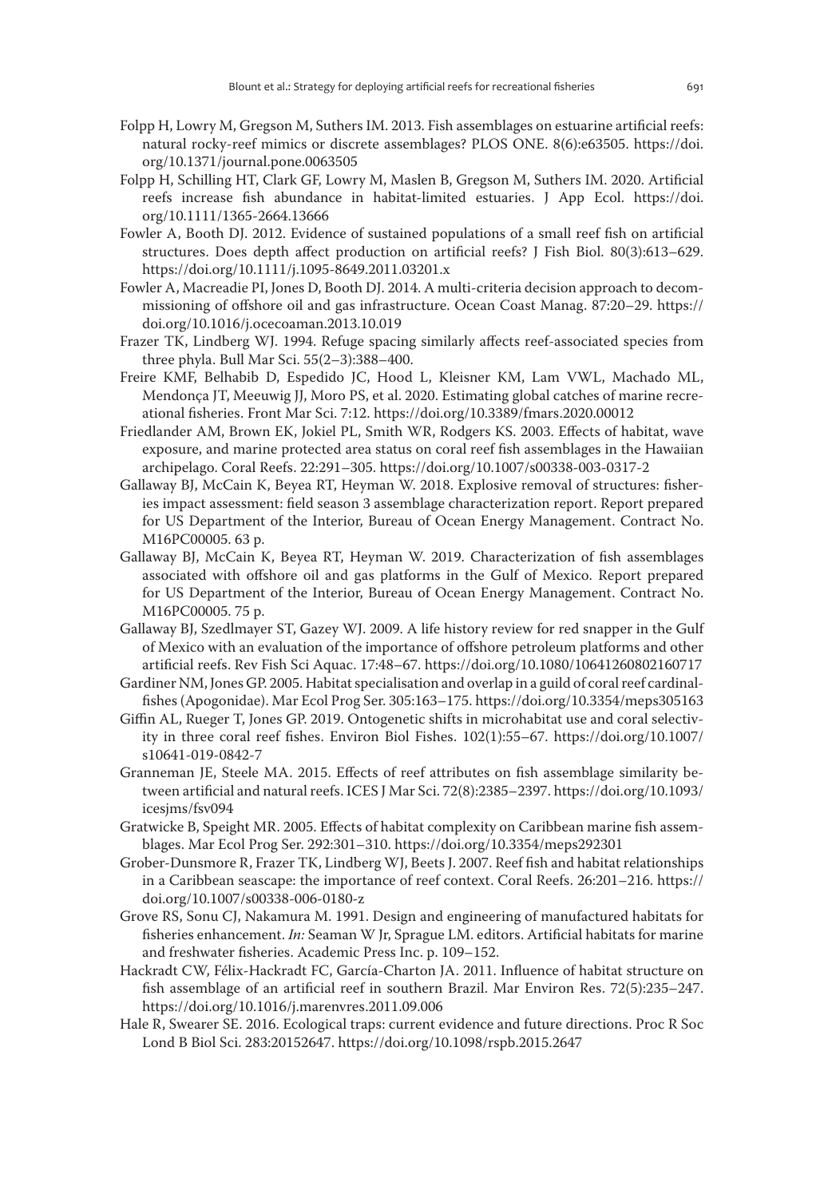Folpp H, Lowry M, Gregson M, Suthers IM. 2013. Fish assemblages on estuarine artificial reefs: natural rocky-reef mimics or discrete assemblages? PLOS ONE. 8(6):e63505. https://doi.org/10.1371/journal.pone.0063505

Folpp H, Schilling HT, Clark GF, Lowry M, Maslen B, Gregson M, Suthers IM. 2020. Artificial reefs increase fish abundance in habitat-limited estuaries. J App Ecol. https://doi.org/10.1111/1365-2664.13666

Fowler A, Booth DJ. 2012. Evidence of sustained populations of a small reef fish on artificial structures. Does depth affect production on artificial reefs? J Fish Biol. 80(3):613–629. https://doi.org/10.1111/j.1095-8649.2011.03201.x

Fowler A, Macreadie PI, Jones D, Booth DJ. 2014. A multi-criteria decision approach to decommissioning of offshore oil and gas infrastructure. Ocean Coast Manag. 87:20–29. https://doi.org/10.1016/j.ocecoaman.2013.10.019

Frazer TK, Lindberg WJ. 1994. Refuge spacing similarly affects reef-associated species from three phyla. Bull Mar Sci. 55(2–3):388–400.

Freire KMF, Belhabib D, Espedido JC, Hood L, Kleisner KM, Lam VWL, Machado ML, Mendonça JT, Meeuwig JJ, Moro PS, et al. 2020. Estimating global catches of marine recreational fisheries. Front Mar Sci. 7:12. https://doi.org/10.3389/fmars.2020.00012

Friedlander AM, Brown EK, Jokiel PL, Smith WR, Rodgers KS. 2003. Effects of habitat, wave exposure, and marine protected area status on coral reef fish assemblages in the Hawaiian archipelago. Coral Reefs. 22:291–305. https://doi.org/10.1007/s00338-003-0317-2

Gallaway BJ, McCain K, Beyea RT, Heyman W. 2018. Explosive removal of structures: fisheries impact assessment: field season 3 assemblage characterization report. Report prepared for US Department of the Interior, Bureau of Ocean Energy Management. Contract No. M16PC00005. 63 p.

Gallaway BJ, McCain K, Beyea RT, Heyman W. 2019. Characterization of fish assemblages associated with offshore oil and gas platforms in the Gulf of Mexico. Report prepared for US Department of the Interior, Bureau of Ocean Energy Management. Contract No. M16PC00005. 75 p.

Gallaway BJ, Szedlmayer ST, Gazey WJ. 2009. A life history review for red snapper in the Gulf of Mexico with an evaluation of the importance of offshore petroleum platforms and other artificial reefs. Rev Fish Sci Aquac. 17:48–67. https://doi.org/10.1080/10641260802160717

Gardiner NM, Jones GP. 2005. Habitat specialisation and overlap in a guild of coral reef cardinalfishes (Apogonidae). Mar Ecol Prog Ser. 305:163–175. https://doi.org/10.3354/meps305163

Giffin AL, Rueger T, Jones GP. 2019. Ontogenetic shifts in microhabitat use and coral selectivity in three coral reef fishes. Environ Biol Fishes. 102(1):55–67. https://doi.org/10.1007/s10641-019-0842-7

Granneman JE, Steele MA. 2015. Effects of reef attributes on fish assemblage similarity between artificial and natural reefs. ICES J Mar Sci. 72(8):2385–2397. https://doi.org/10.1093/icesjms/fsv094

Gratwicke B, Speight MR. 2005. Effects of habitat complexity on Caribbean marine fish assemblages. Mar Ecol Prog Ser. 292:301–310. https://doi.org/10.3354/meps292301

Grober-Dunsmore R, Frazer TK, Lindberg WJ, Beets J. 2007. Reef fish and habitat relationships in a Caribbean seascape: the importance of reef context. Coral Reefs. 26:201–216. https://doi.org/10.1007/s00338-006-0180-z

Grove RS, Sonu CJ, Nakamura M. 1991. Design and engineering of manufactured habitats for fisheries enhancement. *In:* Seaman W Jr, Sprague LM. editors. Artificial habitats for marine and freshwater fisheries. Academic Press Inc. p. 109–152.

Hackradt CW, Félix-Hackradt FC, García-Charton JA. 2011. Influence of habitat structure on fish assemblage of an artificial reef in southern Brazil. Mar Environ Res. 72(5):235–247. https://doi.org/10.1016/j.marenvres.2011.09.006

Hale R, Swearer SE. 2016. Ecological traps: current evidence and future directions. Proc R Soc Lond B Biol Sci. 283:20152647. https://doi.org/10.1098/rspb.2015.2647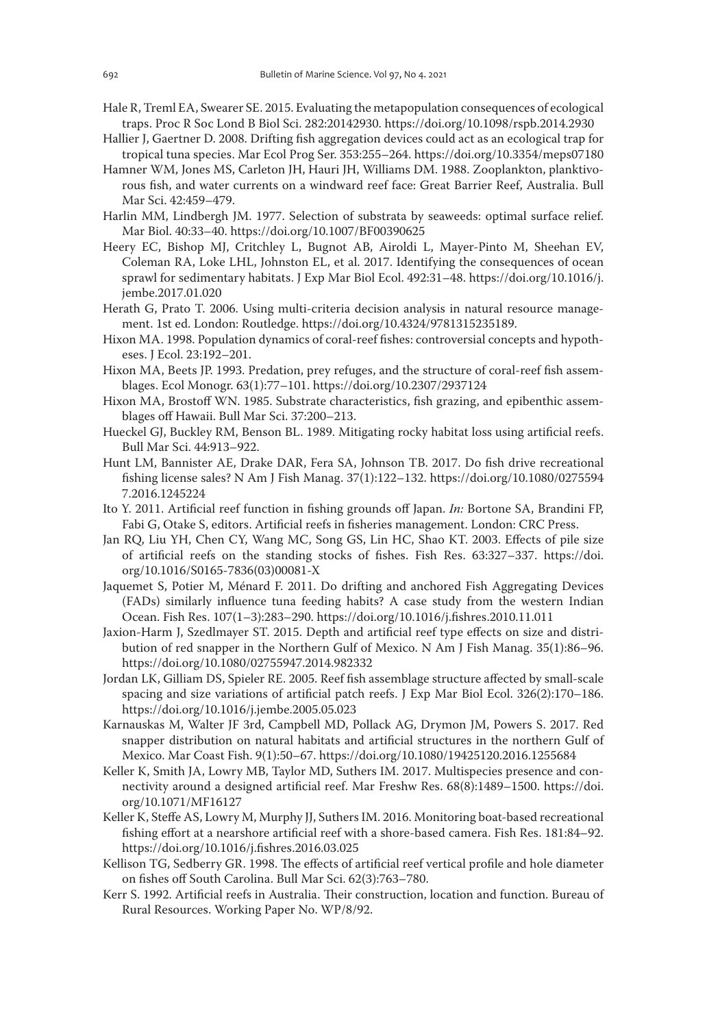Hale R, Treml EA, Swearer SE. 2015. Evaluating the metapopulation consequences of ecological traps. Proc R Soc Lond B Biol Sci. 282:20142930. https://doi.org/10.1098/rspb.2014.2930

Hallier J, Gaertner D. 2008. Drifting fish aggregation devices could act as an ecological trap for tropical tuna species. Mar Ecol Prog Ser. 353:255–264. https://doi.org/10.3354/meps07180

Hamner WM, Jones MS, Carleton JH, Hauri JH, Williams DM. 1988. Zooplankton, planktivorous fish, and water currents on a windward reef face: Great Barrier Reef, Australia. Bull Mar Sci. 42:459–479.

Harlin MM, Lindbergh JM. 1977. Selection of substrata by seaweeds: optimal surface relief. Mar Biol. 40:33–40. https://doi.org/10.1007/BF00390625

Heery EC, Bishop MJ, Critchley L, Bugnot AB, Airoldi L, Mayer-Pinto M, Sheehan EV, Coleman RA, Loke LHL, Johnston EL, et al. 2017. Identifying the consequences of ocean sprawl for sedimentary habitats. J Exp Mar Biol Ecol. 492:31–48. https://doi.org/10.1016/j.jembe.2017.01.020

Herath G, Prato T. 2006. Using multi-criteria decision analysis in natural resource management. 1st ed. London: Routledge. https://doi.org/10.4324/9781315235189.

Hixon MA. 1998. Population dynamics of coral-reef fishes: controversial concepts and hypotheses. J Ecol. 23:192–201.

Hixon MA, Beets JP. 1993. Predation, prey refuges, and the structure of coral-reef fish assemblages. Ecol Monogr. 63(1):77–101. https://doi.org/10.2307/2937124

Hixon MA, Brostoff WN. 1985. Substrate characteristics, fish grazing, and epibenthic assemblages off Hawaii. Bull Mar Sci. 37:200–213.

Hueckel GJ, Buckley RM, Benson BL. 1989. Mitigating rocky habitat loss using artificial reefs. Bull Mar Sci. 44:913–922.

Hunt LM, Bannister AE, Drake DAR, Fera SA, Johnson TB. 2017. Do fish drive recreational fishing license sales? N Am J Fish Manag. 37(1):122–132. https://doi.org/10.1080/02755947.2016.1245224

Ito Y. 2011. Artificial reef function in fishing grounds off Japan. *In:* Bortone SA, Brandini FP, Fabi G, Otake S, editors. Artificial reefs in fisheries management. London: CRC Press.

Jan RQ, Liu YH, Chen CY, Wang MC, Song GS, Lin HC, Shao KT. 2003. Effects of pile size of artificial reefs on the standing stocks of fishes. Fish Res. 63:327–337. https://doi.org/10.1016/S0165-7836(03)00081-X

Jaquemet S, Potier M, Ménard F. 2011. Do drifting and anchored Fish Aggregating Devices (FADs) similarly influence tuna feeding habits? A case study from the western Indian Ocean. Fish Res. 107(1–3):283–290. https://doi.org/10.1016/j.fishres.2010.11.011

Jaxion-Harm J, Szedlmayer ST. 2015. Depth and artificial reef type effects on size and distribution of red snapper in the Northern Gulf of Mexico. N Am J Fish Manag. 35(1):86–96. https://doi.org/10.1080/02755947.2014.982332

Jordan LK, Gilliam DS, Spieler RE. 2005. Reef fish assemblage structure affected by small-scale spacing and size variations of artificial patch reefs. J Exp Mar Biol Ecol. 326(2):170–186. https://doi.org/10.1016/j.jembe.2005.05.023

Karnauskas M, Walter JF 3rd, Campbell MD, Pollack AG, Drymon JM, Powers S. 2017. Red snapper distribution on natural habitats and artificial structures in the northern Gulf of Mexico. Mar Coast Fish. 9(1):50–67. https://doi.org/10.1080/19425120.2016.1255684

Keller K, Smith JA, Lowry MB, Taylor MD, Suthers IM. 2017. Multispecies presence and connectivity around a designed artificial reef. Mar Freshw Res. 68(8):1489–1500. https://doi.org/10.1071/MF16127

Keller K, Steffe AS, Lowry M, Murphy JJ, Suthers IM. 2016. Monitoring boat-based recreational fishing effort at a nearshore artificial reef with a shore-based camera. Fish Res. 181:84–92. https://doi.org/10.1016/j.fishres.2016.03.025

Kellison TG, Sedberry GR. 1998. The effects of artificial reef vertical profile and hole diameter on fishes off South Carolina. Bull Mar Sci. 62(3):763–780.

Kerr S. 1992. Artificial reefs in Australia. Their construction, location and function. Bureau of Rural Resources. Working Paper No. WP/8/92.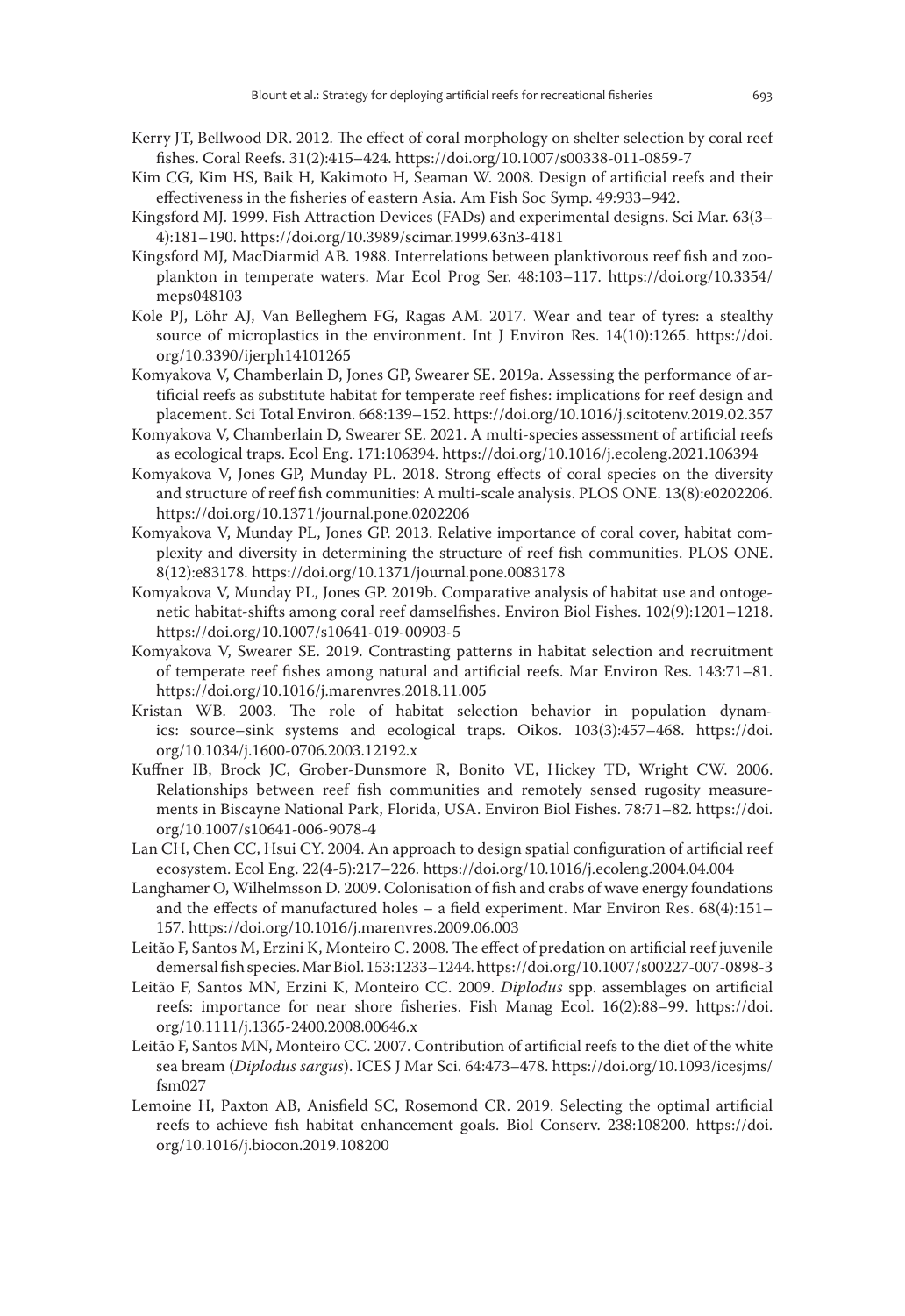Kerry JT, Bellwood DR. 2012. The effect of coral morphology on shelter selection by coral reef fishes. Coral Reefs. 31(2):415–424. https://doi.org/10.1007/s00338-011-0859-7

Kim CG, Kim HS, Baik H, Kakimoto H, Seaman W. 2008. Design of artificial reefs and their effectiveness in the fisheries of eastern Asia. Am Fish Soc Symp. 49:933–942.

Kingsford MJ. 1999. Fish Attraction Devices (FADs) and experimental designs. Sci Mar. 63(3–4):181–190. https://doi.org/10.3989/scimar.1999.63n3-4181

Kingsford MJ, MacDiarmid AB. 1988. Interrelations between planktivorous reef fish and zooplankton in temperate waters. Mar Ecol Prog Ser. 48:103–117. https://doi.org/10.3354/meps048103

Kole PJ, Löhr AJ, Van Belleghem FG, Ragas AM. 2017. Wear and tear of tyres: a stealthy source of microplastics in the environment. Int J Environ Res. 14(10):1265. https://doi.org/10.3390/ijerph14101265

Komyakova V, Chamberlain D, Jones GP, Swearer SE. 2019a. Assessing the performance of artificial reefs as substitute habitat for temperate reef fishes: implications for reef design and placement. Sci Total Environ. 668:139–152. https://doi.org/10.1016/j.scitotenv.2019.02.357

Komyakova V, Chamberlain D, Swearer SE. 2021. A multi-species assessment of artificial reefs as ecological traps. Ecol Eng. 171:106394. https://doi.org/10.1016/j.ecoleng.2021.106394

Komyakova V, Jones GP, Munday PL. 2018. Strong effects of coral species on the diversity and structure of reef fish communities: A multi-scale analysis. PLOS ONE. 13(8):e0202206. https://doi.org/10.1371/journal.pone.0202206

Komyakova V, Munday PL, Jones GP. 2013. Relative importance of coral cover, habitat complexity and diversity in determining the structure of reef fish communities. PLOS ONE. 8(12):e83178. https://doi.org/10.1371/journal.pone.0083178

Komyakova V, Munday PL, Jones GP. 2019b. Comparative analysis of habitat use and ontogenetic habitat-shifts among coral reef damselfishes. Environ Biol Fishes. 102(9):1201–1218. https://doi.org/10.1007/s10641-019-00903-5

Komyakova V, Swearer SE. 2019. Contrasting patterns in habitat selection and recruitment of temperate reef fishes among natural and artificial reefs. Mar Environ Res. 143:71–81. https://doi.org/10.1016/j.marenvres.2018.11.005

Kristan WB. 2003. The role of habitat selection behavior in population dynamics: source–sink systems and ecological traps. Oikos. 103(3):457–468. https://doi.org/10.1034/j.1600-0706.2003.12192.x

Kuffner IB, Brock JC, Grober-Dunsmore R, Bonito VE, Hickey TD, Wright CW. 2006. Relationships between reef fish communities and remotely sensed rugosity measurements in Biscayne National Park, Florida, USA. Environ Biol Fishes. 78:71–82. https://doi.org/10.1007/s10641-006-9078-4

Lan CH, Chen CC, Hsui CY. 2004. An approach to design spatial configuration of artificial reef ecosystem. Ecol Eng. 22(4-5):217–226. https://doi.org/10.1016/j.ecoleng.2004.04.004

Langhamer O, Wilhelmsson D. 2009. Colonisation of fish and crabs of wave energy foundations and the effects of manufactured holes – a field experiment. Mar Environ Res. 68(4):151–157. https://doi.org/10.1016/j.marenvres.2009.06.003

Leitão F, Santos M, Erzini K, Monteiro C. 2008. The effect of predation on artificial reef juvenile demersal fish species. Mar Biol. 153:1233–1244. https://doi.org/10.1007/s00227-007-0898-3

Leitão F, Santos MN, Erzini K, Monteiro CC. 2009. *Diplodus* spp. assemblages on artificial reefs: importance for near shore fisheries. Fish Manag Ecol. 16(2):88–99. https://doi.org/10.1111/j.1365-2400.2008.00646.x

Leitão F, Santos MN, Monteiro CC. 2007. Contribution of artificial reefs to the diet of the white sea bream (*Diplodus sargus*). ICES J Mar Sci. 64:473–478. https://doi.org/10.1093/icesjms/fsm027

Lemoine H, Paxton AB, Anisfield SC, Rosemond CR. 2019. Selecting the optimal artificial reefs to achieve fish habitat enhancement goals. Biol Conserv. 238:108200. https://doi.org/10.1016/j.biocon.2019.108200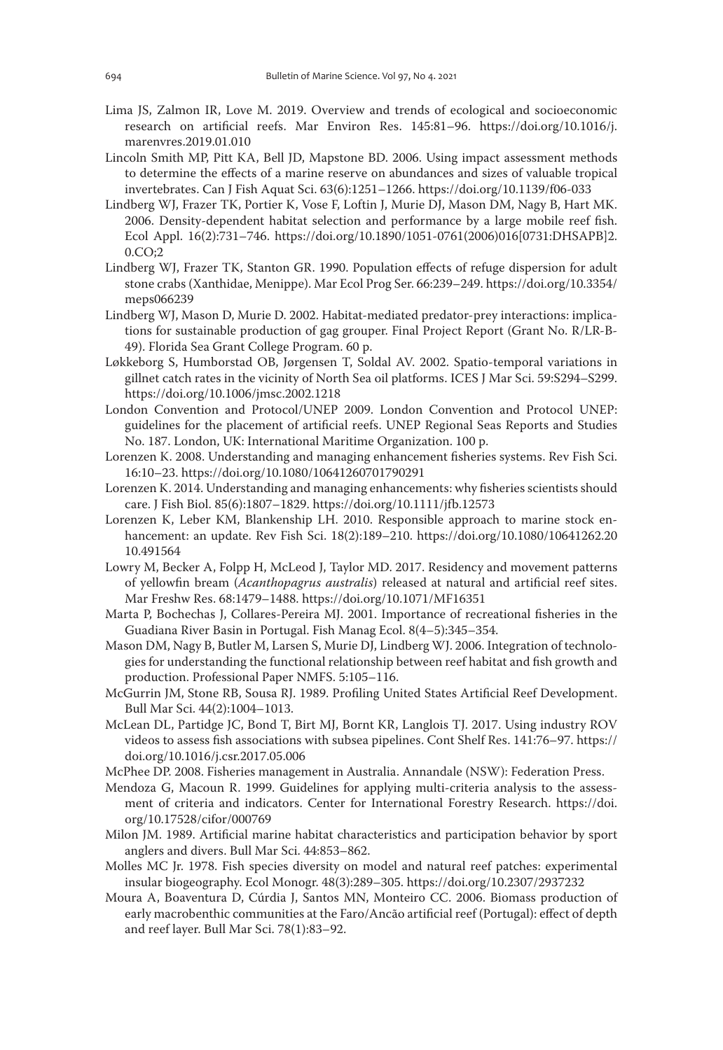Lima JS, Zalmon IR, Love M. 2019. Overview and trends of ecological and socioeconomic research on artificial reefs. Mar Environ Res. 145:81–96. https://doi.org/10.1016/j.marenvres.2019.01.010

Lincoln Smith MP, Pitt KA, Bell JD, Mapstone BD. 2006. Using impact assessment methods to determine the effects of a marine reserve on abundances and sizes of valuable tropical invertebrates. Can J Fish Aquat Sci. 63(6):1251–1266. https://doi.org/10.1139/f06-033

Lindberg WJ, Frazer TK, Portier K, Vose F, Loftin J, Murie DJ, Mason DM, Nagy B, Hart MK. 2006. Density-dependent habitat selection and performance by a large mobile reef fish. Ecol Appl. 16(2):731–746. https://doi.org/10.1890/1051-0761(2006)016[0731:DHSAPB]2.0.CO;2

Lindberg WJ, Frazer TK, Stanton GR. 1990. Population effects of refuge dispersion for adult stone crabs (Xanthidae, Menippe). Mar Ecol Prog Ser. 66:239–249. https://doi.org/10.3354/meps066239

Lindberg WJ, Mason D, Murie D. 2002. Habitat-mediated predator-prey interactions: implications for sustainable production of gag grouper. Final Project Report (Grant No. R/LR-B-49). Florida Sea Grant College Program. 60 p.

Løkkeborg S, Humborstad OB, Jørgensen T, Soldal AV. 2002. Spatio-temporal variations in gillnet catch rates in the vicinity of North Sea oil platforms. ICES J Mar Sci. 59:S294–S299. https://doi.org/10.1006/jmsc.2002.1218

London Convention and Protocol/UNEP 2009. London Convention and Protocol UNEP: guidelines for the placement of artificial reefs. UNEP Regional Seas Reports and Studies No. 187. London, UK: International Maritime Organization. 100 p.

Lorenzen K. 2008. Understanding and managing enhancement fisheries systems. Rev Fish Sci. 16:10–23. https://doi.org/10.1080/10641260701790291

Lorenzen K. 2014. Understanding and managing enhancements: why fisheries scientists should care. J Fish Biol. 85(6):1807–1829. https://doi.org/10.1111/jfb.12573

Lorenzen K, Leber KM, Blankenship LH. 2010. Responsible approach to marine stock enhancement: an update. Rev Fish Sci. 18(2):189–210. https://doi.org/10.1080/10641262.2010.491564

Lowry M, Becker A, Folpp H, McLeod J, Taylor MD. 2017. Residency and movement patterns of yellowfin bream (*Acanthopagrus australis*) released at natural and artificial reef sites. Mar Freshw Res. 68:1479–1488. https://doi.org/10.1071/MF16351

Marta P, Bochechas J, Collares-Pereira MJ. 2001. Importance of recreational fisheries in the Guadiana River Basin in Portugal. Fish Manag Ecol. 8(4–5):345–354.

Mason DM, Nagy B, Butler M, Larsen S, Murie DJ, Lindberg WJ. 2006. Integration of technologies for understanding the functional relationship between reef habitat and fish growth and production. Professional Paper NMFS. 5:105–116.

McGurrin JM, Stone RB, Sousa RJ. 1989. Profiling United States Artificial Reef Development. Bull Mar Sci. 44(2):1004–1013.

McLean DL, Partidge JC, Bond T, Birt MJ, Bornt KR, Langlois TJ. 2017. Using industry ROV videos to assess fish associations with subsea pipelines. Cont Shelf Res. 141:76–97. https://doi.org/10.1016/j.csr.2017.05.006

McPhee DP. 2008. Fisheries management in Australia. Annandale (NSW): Federation Press.

Mendoza G, Macoun R. 1999. Guidelines for applying multi-criteria analysis to the assessment of criteria and indicators. Center for International Forestry Research. https://doi.org/10.17528/cifor/000769

Milon JM. 1989. Artificial marine habitat characteristics and participation behavior by sport anglers and divers. Bull Mar Sci. 44:853–862.

Molles MC Jr. 1978. Fish species diversity on model and natural reef patches: experimental insular biogeography. Ecol Monogr. 48(3):289–305. https://doi.org/10.2307/2937232

Moura A, Boaventura D, Cúrdia J, Santos MN, Monteiro CC. 2006. Biomass production of early macrobenthic communities at the Faro/Ancão artificial reef (Portugal): effect of depth and reef layer. Bull Mar Sci. 78(1):83–92.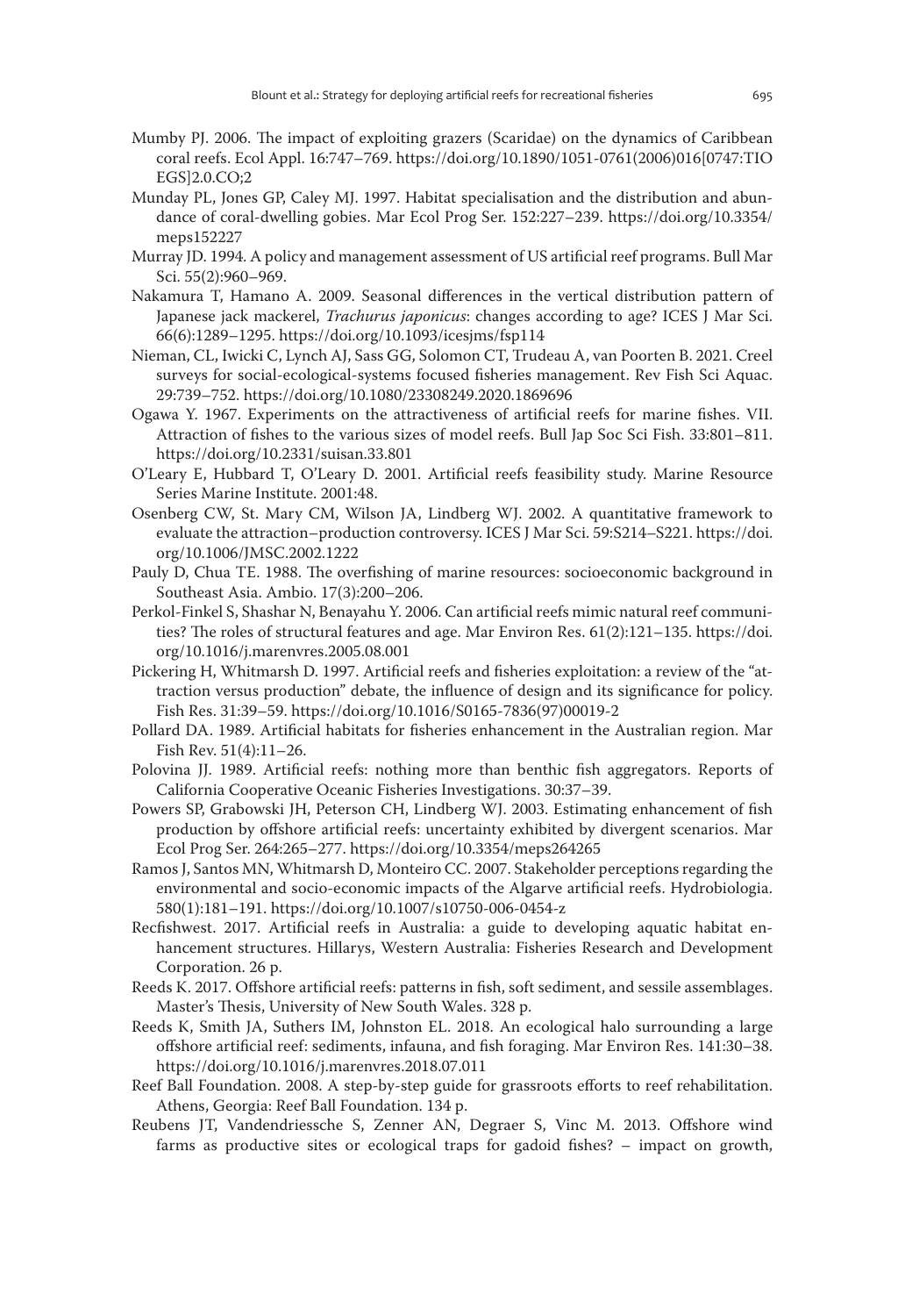Mumby PJ. 2006. The impact of exploiting grazers (Scaridae) on the dynamics of Caribbean coral reefs. Ecol Appl. 16:747–769. https://doi.org/10.1890/1051-0761(2006)016[0747:TIOEGS]2.0.CO;2

Munday PL, Jones GP, Caley MJ. 1997. Habitat specialisation and the distribution and abundance of coral-dwelling gobies. Mar Ecol Prog Ser. 152:227–239. https://doi.org/10.3354/meps152227

Murray JD. 1994. A policy and management assessment of US artificial reef programs. Bull Mar Sci. 55(2):960–969.

Nakamura T, Hamano A. 2009. Seasonal differences in the vertical distribution pattern of Japanese jack mackerel, *Trachurus japonicus*: changes according to age? ICES J Mar Sci. 66(6):1289–1295. https://doi.org/10.1093/icesjms/fsp114

Nieman, CL, Iwicki C, Lynch AJ, Sass GG, Solomon CT, Trudeau A, van Poorten B. 2021. Creel surveys for social-ecological-systems focused fisheries management. Rev Fish Sci Aquac. 29:739–752. https://doi.org/10.1080/23308249.2020.1869696

Ogawa Y. 1967. Experiments on the attractiveness of artificial reefs for marine fishes. VII. Attraction of fishes to the various sizes of model reefs. Bull Jap Soc Sci Fish. 33:801–811. https://doi.org/10.2331/suisan.33.801

O'Leary E, Hubbard T, O'Leary D. 2001. Artificial reefs feasibility study. Marine Resource Series Marine Institute. 2001:48.

Osenberg CW, St. Mary CM, Wilson JA, Lindberg WJ. 2002. A quantitative framework to evaluate the attraction–production controversy. ICES J Mar Sci. 59:S214–S221. https://doi.org/10.1006/JMSC.2002.1222

Pauly D, Chua TE. 1988. The overfishing of marine resources: socioeconomic background in Southeast Asia. Ambio. 17(3):200–206.

Perkol-Finkel S, Shashar N, Benayahu Y. 2006. Can artificial reefs mimic natural reef communities? The roles of structural features and age. Mar Environ Res. 61(2):121–135. https://doi.org/10.1016/j.marenvres.2005.08.001

Pickering H, Whitmarsh D. 1997. Artificial reefs and fisheries exploitation: a review of the "attraction versus production" debate, the influence of design and its significance for policy. Fish Res. 31:39–59. https://doi.org/10.1016/S0165-7836(97)00019-2

Pollard DA. 1989. Artificial habitats for fisheries enhancement in the Australian region. Mar Fish Rev. 51(4):11–26.

Polovina JJ. 1989. Artificial reefs: nothing more than benthic fish aggregators. Reports of California Cooperative Oceanic Fisheries Investigations. 30:37–39.

Powers SP, Grabowski JH, Peterson CH, Lindberg WJ. 2003. Estimating enhancement of fish production by offshore artificial reefs: uncertainty exhibited by divergent scenarios. Mar Ecol Prog Ser. 264:265–277. https://doi.org/10.3354/meps264265

Ramos J, Santos MN, Whitmarsh D, Monteiro CC. 2007. Stakeholder perceptions regarding the environmental and socio-economic impacts of the Algarve artificial reefs. Hydrobiologia. 580(1):181–191. https://doi.org/10.1007/s10750-006-0454-z

Recfishwest. 2017. Artificial reefs in Australia: a guide to developing aquatic habitat enhancement structures. Hillarys, Western Australia: Fisheries Research and Development Corporation. 26 p.

Reeds K. 2017. Offshore artificial reefs: patterns in fish, soft sediment, and sessile assemblages. Master's Thesis, University of New South Wales. 328 p.

Reeds K, Smith JA, Suthers IM, Johnston EL. 2018. An ecological halo surrounding a large offshore artificial reef: sediments, infauna, and fish foraging. Mar Environ Res. 141:30–38. https://doi.org/10.1016/j.marenvres.2018.07.011

Reef Ball Foundation. 2008. A step-by-step guide for grassroots efforts to reef rehabilitation. Athens, Georgia: Reef Ball Foundation. 134 p.

Reubens JT, Vandendriessche S, Zenner AN, Degraer S, Vinc M. 2013. Offshore wind farms as productive sites or ecological traps for gadoid fishes? – impact on growth,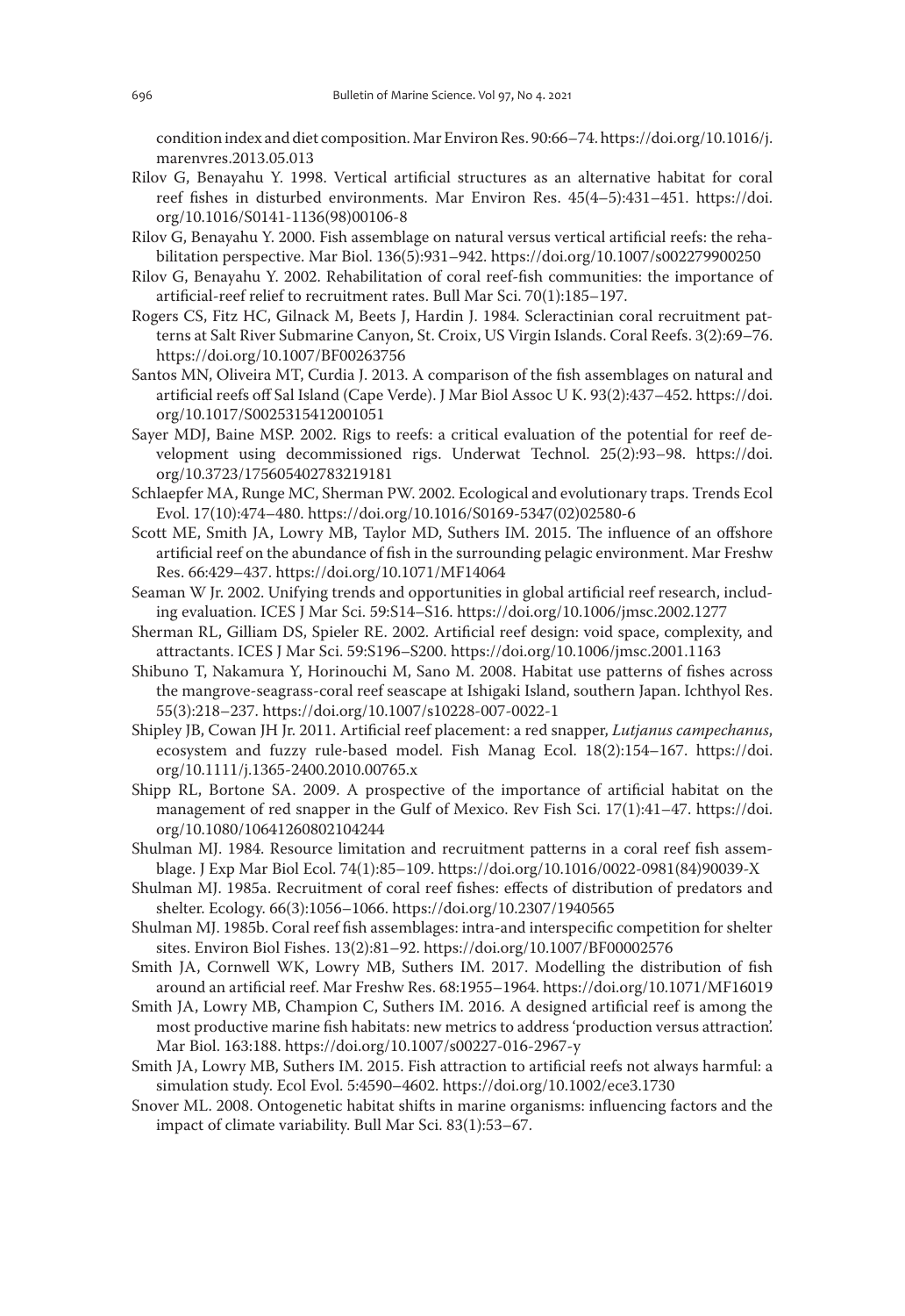condition index and diet composition. Mar Environ Res. 90:66–74. https://doi.org/10.1016/j.marenvres.2013.05.013

Rilov G, Benayahu Y. 1998. Vertical artificial structures as an alternative habitat for coral reef fishes in disturbed environments. Mar Environ Res. 45(4–5):431–451. https://doi.org/10.1016/S0141-1136(98)00106-8

Rilov G, Benayahu Y. 2000. Fish assemblage on natural versus vertical artificial reefs: the rehabilitation perspective. Mar Biol. 136(5):931–942. https://doi.org/10.1007/s002279900250

Rilov G, Benayahu Y. 2002. Rehabilitation of coral reef-fish communities: the importance of artificial-reef relief to recruitment rates. Bull Mar Sci. 70(1):185–197.

Rogers CS, Fitz HC, Gilnack M, Beets J, Hardin J. 1984. Scleractinian coral recruitment patterns at Salt River Submarine Canyon, St. Croix, US Virgin Islands. Coral Reefs. 3(2):69–76. https://doi.org/10.1007/BF00263756

Santos MN, Oliveira MT, Curdia J. 2013. A comparison of the fish assemblages on natural and artificial reefs off Sal Island (Cape Verde). J Mar Biol Assoc U K. 93(2):437–452. https://doi.org/10.1017/S0025315412001051

Sayer MDJ, Baine MSP. 2002. Rigs to reefs: a critical evaluation of the potential for reef development using decommissioned rigs. Underwat Technol. 25(2):93–98. https://doi.org/10.3723/175605402783219181

Schlaepfer MA, Runge MC, Sherman PW. 2002. Ecological and evolutionary traps. Trends Ecol Evol. 17(10):474–480. https://doi.org/10.1016/S0169-5347(02)02580-6

Scott ME, Smith JA, Lowry MB, Taylor MD, Suthers IM. 2015. The influence of an offshore artificial reef on the abundance of fish in the surrounding pelagic environment. Mar Freshw Res. 66:429–437. https://doi.org/10.1071/MF14064

Seaman W Jr. 2002. Unifying trends and opportunities in global artificial reef research, including evaluation. ICES J Mar Sci. 59:S14–S16. https://doi.org/10.1006/jmsc.2002.1277

Sherman RL, Gilliam DS, Spieler RE. 2002. Artificial reef design: void space, complexity, and attractants. ICES J Mar Sci. 59:S196–S200. https://doi.org/10.1006/jmsc.2001.1163

Shibuno T, Nakamura Y, Horinouchi M, Sano M. 2008. Habitat use patterns of fishes across the mangrove-seagrass-coral reef seascape at Ishigaki Island, southern Japan. Ichthyol Res. 55(3):218–237. https://doi.org/10.1007/s10228-007-0022-1

Shipley JB, Cowan JH Jr. 2011. Artificial reef placement: a red snapper, *Lutjanus campechanus*, ecosystem and fuzzy rule-based model. Fish Manag Ecol. 18(2):154–167. https://doi.org/10.1111/j.1365-2400.2010.00765.x

Shipp RL, Bortone SA. 2009. A prospective of the importance of artificial habitat on the management of red snapper in the Gulf of Mexico. Rev Fish Sci. 17(1):41–47. https://doi.org/10.1080/10641260802104244

Shulman MJ. 1984. Resource limitation and recruitment patterns in a coral reef fish assemblage. J Exp Mar Biol Ecol. 74(1):85–109. https://doi.org/10.1016/0022-0981(84)90039-X

Shulman MJ. 1985a. Recruitment of coral reef fishes: effects of distribution of predators and shelter. Ecology. 66(3):1056–1066. https://doi.org/10.2307/1940565

Shulman MJ. 1985b. Coral reef fish assemblages: intra-and interspecific competition for shelter sites. Environ Biol Fishes. 13(2):81–92. https://doi.org/10.1007/BF00002576

Smith JA, Cornwell WK, Lowry MB, Suthers IM. 2017. Modelling the distribution of fish around an artificial reef. Mar Freshw Res. 68:1955–1964. https://doi.org/10.1071/MF16019

Smith JA, Lowry MB, Champion C, Suthers IM. 2016. A designed artificial reef is among the most productive marine fish habitats: new metrics to address 'production versus attraction'. Mar Biol. 163:188. https://doi.org/10.1007/s00227-016-2967-y

Smith JA, Lowry MB, Suthers IM. 2015. Fish attraction to artificial reefs not always harmful: a simulation study. Ecol Evol. 5:4590–4602. https://doi.org/10.1002/ece3.1730

Snover ML. 2008. Ontogenetic habitat shifts in marine organisms: influencing factors and the impact of climate variability. Bull Mar Sci. 83(1):53–67.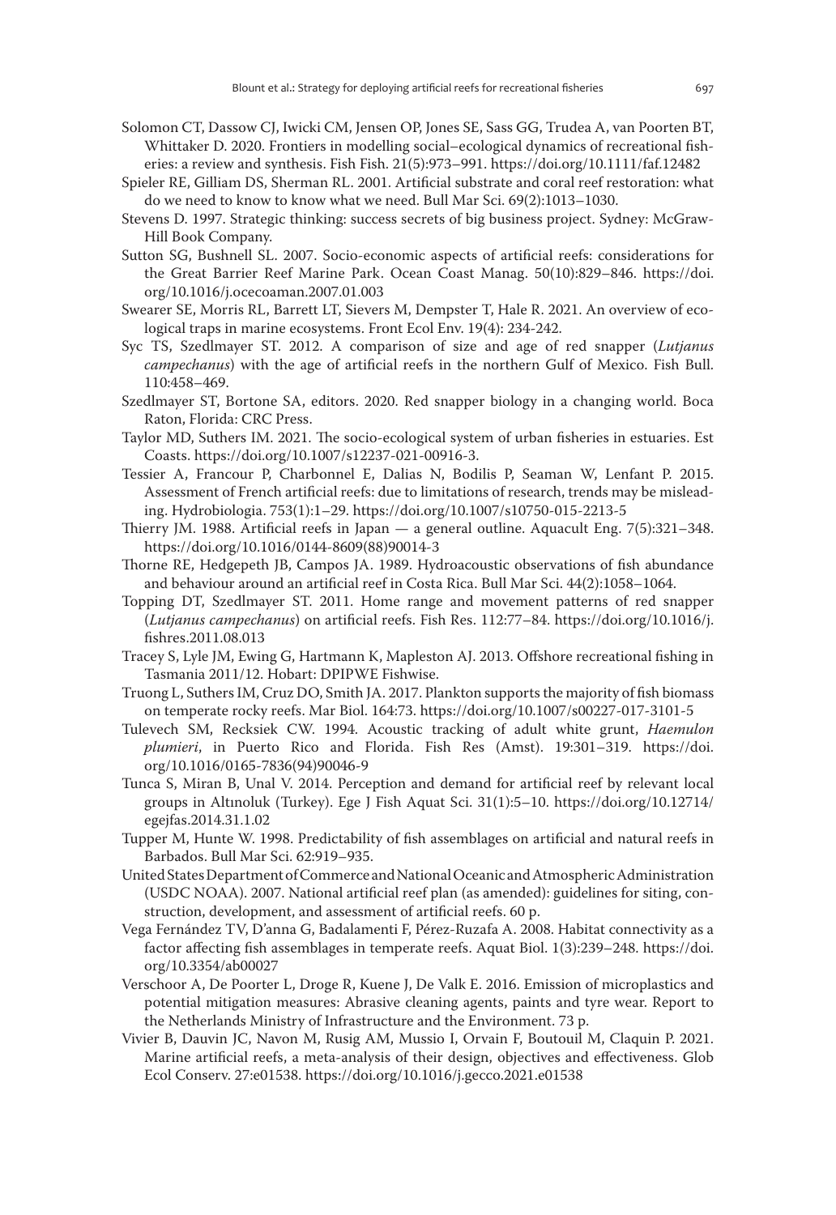Solomon CT, Dassow CJ, Iwicki CM, Jensen OP, Jones SE, Sass GG, Trudea A, van Poorten BT, Whittaker D. 2020. Frontiers in modelling social–ecological dynamics of recreational fisheries: a review and synthesis. Fish Fish. 21(5):973–991. https://doi.org/10.1111/faf.12482

Spieler RE, Gilliam DS, Sherman RL. 2001. Artificial substrate and coral reef restoration: what do we need to know to know what we need. Bull Mar Sci. 69(2):1013–1030.

Stevens D. 1997. Strategic thinking: success secrets of big business project. Sydney: McGraw-Hill Book Company.

Sutton SG, Bushnell SL. 2007. Socio-economic aspects of artificial reefs: considerations for the Great Barrier Reef Marine Park. Ocean Coast Manag. 50(10):829–846. https://doi.org/10.1016/j.ocecoaman.2007.01.003

Swearer SE, Morris RL, Barrett LT, Sievers M, Dempster T, Hale R. 2021. An overview of ecological traps in marine ecosystems. Front Ecol Env. 19(4): 234-242.

Syc TS, Szedlmayer ST. 2012. A comparison of size and age of red snapper (*Lutjanus campechanus*) with the age of artificial reefs in the northern Gulf of Mexico. Fish Bull. 110:458–469.

Szedlmayer ST, Bortone SA, editors. 2020. Red snapper biology in a changing world. Boca Raton, Florida: CRC Press.

Taylor MD, Suthers IM. 2021. The socio-ecological system of urban fisheries in estuaries. Est Coasts. https://doi.org/10.1007/s12237-021-00916-3.

Tessier A, Francour P, Charbonnel E, Dalias N, Bodilis P, Seaman W, Lenfant P. 2015. Assessment of French artificial reefs: due to limitations of research, trends may be misleading. Hydrobiologia. 753(1):1–29. https://doi.org/10.1007/s10750-015-2213-5

Thierry JM. 1988. Artificial reefs in Japan — a general outline. Aquacult Eng. 7(5):321–348. https://doi.org/10.1016/0144-8609(88)90014-3

Thorne RE, Hedgepeth JB, Campos JA. 1989. Hydroacoustic observations of fish abundance and behaviour around an artificial reef in Costa Rica. Bull Mar Sci. 44(2):1058–1064.

Topping DT, Szedlmayer ST. 2011. Home range and movement patterns of red snapper (*Lutjanus campechanus*) on artificial reefs. Fish Res. 112:77–84. https://doi.org/10.1016/j.fishres.2011.08.013

Tracey S, Lyle JM, Ewing G, Hartmann K, Mapleston AJ. 2013. Offshore recreational fishing in Tasmania 2011/12. Hobart: DPIPWE Fishwise.

Truong L, Suthers IM, Cruz DO, Smith JA. 2017. Plankton supports the majority of fish biomass on temperate rocky reefs. Mar Biol. 164:73. https://doi.org/10.1007/s00227-017-3101-5

Tulevech SM, Recksiek CW. 1994. Acoustic tracking of adult white grunt, *Haemulon plumieri*, in Puerto Rico and Florida. Fish Res (Amst). 19:301–319. https://doi.org/10.1016/0165-7836(94)90046-9

Tunca S, Miran B, Unal V. 2014. Perception and demand for artificial reef by relevant local groups in Altınoluk (Turkey). Ege J Fish Aquat Sci. 31(1):5–10. https://doi.org/10.12714/egejfas.2014.31.1.02

Tupper M, Hunte W. 1998. Predictability of fish assemblages on artificial and natural reefs in Barbados. Bull Mar Sci. 62:919–935.

United States Department of Commerce and National Oceanic and Atmospheric Administration (USDC NOAA). 2007. National artificial reef plan (as amended): guidelines for siting, construction, development, and assessment of artificial reefs. 60 p.

Vega Fernández TV, D'anna G, Badalamenti F, Pérez-Ruzafa A. 2008. Habitat connectivity as a factor affecting fish assemblages in temperate reefs. Aquat Biol. 1(3):239–248. https://doi.org/10.3354/ab00027

Verschoor A, De Poorter L, Droge R, Kuene J, De Valk E. 2016. Emission of microplastics and potential mitigation measures: Abrasive cleaning agents, paints and tyre wear. Report to the Netherlands Ministry of Infrastructure and the Environment. 73 p.

Vivier B, Dauvin JC, Navon M, Rusig AM, Mussio I, Orvain F, Boutouil M, Claquin P. 2021. Marine artificial reefs, a meta-analysis of their design, objectives and effectiveness. Glob Ecol Conserv. 27:e01538. https://doi.org/10.1016/j.gecco.2021.e01538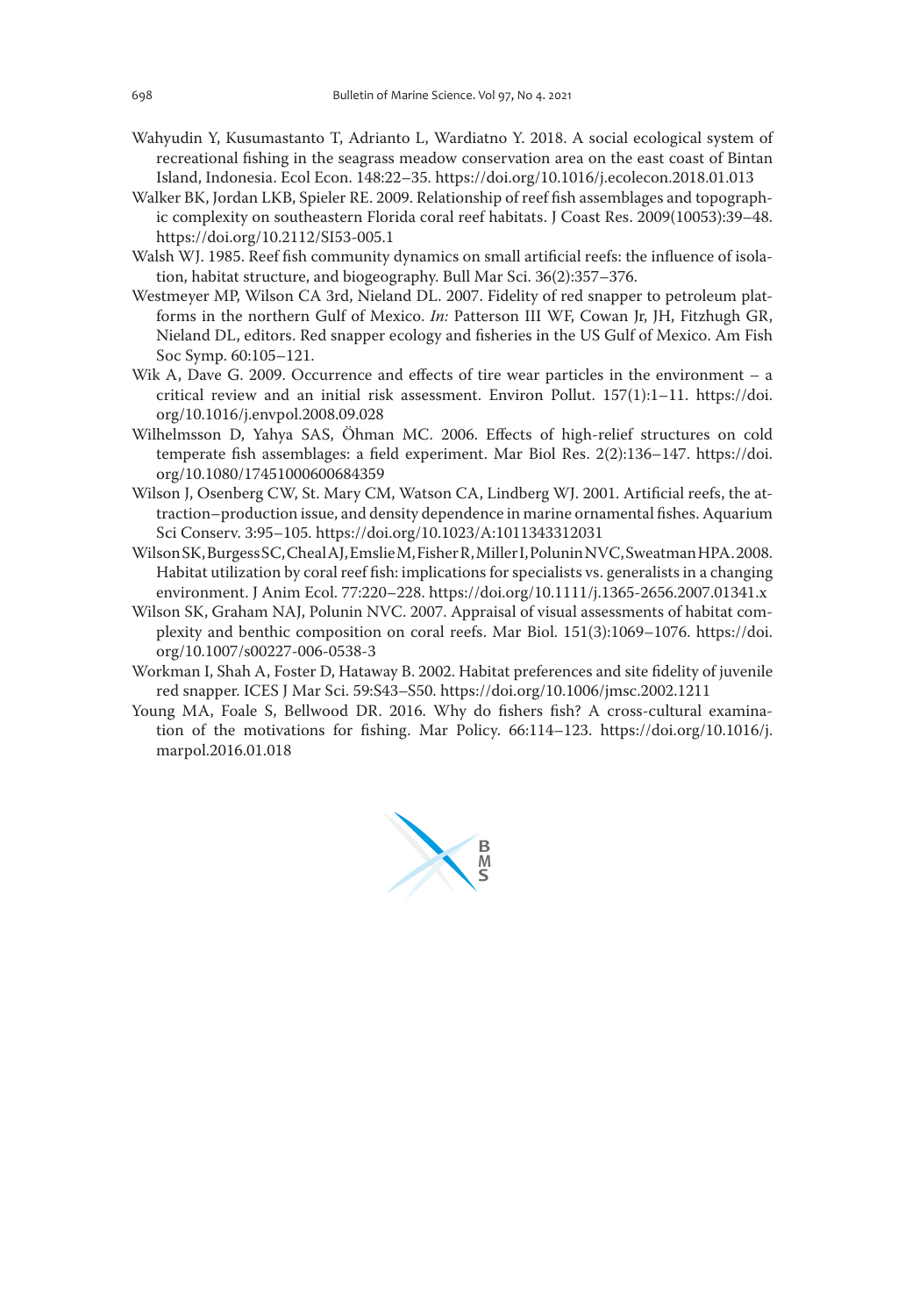Wahyudin Y, Kusumastanto T, Adrianto L, Wardiatno Y. 2018. A social ecological system of recreational fishing in the seagrass meadow conservation area on the east coast of Bintan Island, Indonesia. Ecol Econ. 148:22–35. https://doi.org/10.1016/j.ecolecon.2018.01.013

Walker BK, Jordan LKB, Spieler RE. 2009. Relationship of reef fish assemblages and topographic complexity on southeastern Florida coral reef habitats. J Coast Res. 2009(10053):39–48. https://doi.org/10.2112/SI53-005.1

Walsh WJ. 1985. Reef fish community dynamics on small artificial reefs: the influence of isolation, habitat structure, and biogeography. Bull Mar Sci. 36(2):357–376.

Westmeyer MP, Wilson CA 3rd, Nieland DL. 2007. Fidelity of red snapper to petroleum platforms in the northern Gulf of Mexico. *In:* Patterson III WF, Cowan Jr, JH, Fitzhugh GR, Nieland DL, editors. Red snapper ecology and fisheries in the US Gulf of Mexico. Am Fish Soc Symp. 60:105–121.

Wik A, Dave G. 2009. Occurrence and effects of tire wear particles in the environment – a critical review and an initial risk assessment. Environ Pollut. 157(1):1–11. https://doi.org/10.1016/j.envpol.2008.09.028

Wilhelmsson D, Yahya SAS, Öhman MC. 2006. Effects of high-relief structures on cold temperate fish assemblages: a field experiment. Mar Biol Res. 2(2):136–147. https://doi.org/10.1080/17451000600684359

Wilson J, Osenberg CW, St. Mary CM, Watson CA, Lindberg WJ. 2001. Artificial reefs, the attraction–production issue, and density dependence in marine ornamental fishes. Aquarium Sci Conserv. 3:95–105. https://doi.org/10.1023/A:1011343312031

Wilson SK, Burgess SC, Cheal AJ, Emslie M, Fisher R, Miller I, Polunin NVC, Sweatman HPA. 2008. Habitat utilization by coral reef fish: implications for specialists vs. generalists in a changing environment. J Anim Ecol. 77:220–228. https://doi.org/10.1111/j.1365-2656.2007.01341.x

Wilson SK, Graham NAJ, Polunin NVC. 2007. Appraisal of visual assessments of habitat complexity and benthic composition on coral reefs. Mar Biol. 151(3):1069–1076. https://doi.org/10.1007/s00227-006-0538-3

Workman I, Shah A, Foster D, Hataway B. 2002. Habitat preferences and site fidelity of juvenile red snapper. ICES J Mar Sci. 59:S43–S50. https://doi.org/10.1006/jmsc.2002.1211

Young MA, Foale S, Bellwood DR. 2016. Why do fishers fish? A cross-cultural examination of the motivations for fishing. Mar Policy. 66:114–123. https://doi.org/10.1016/j.marpol.2016.01.018